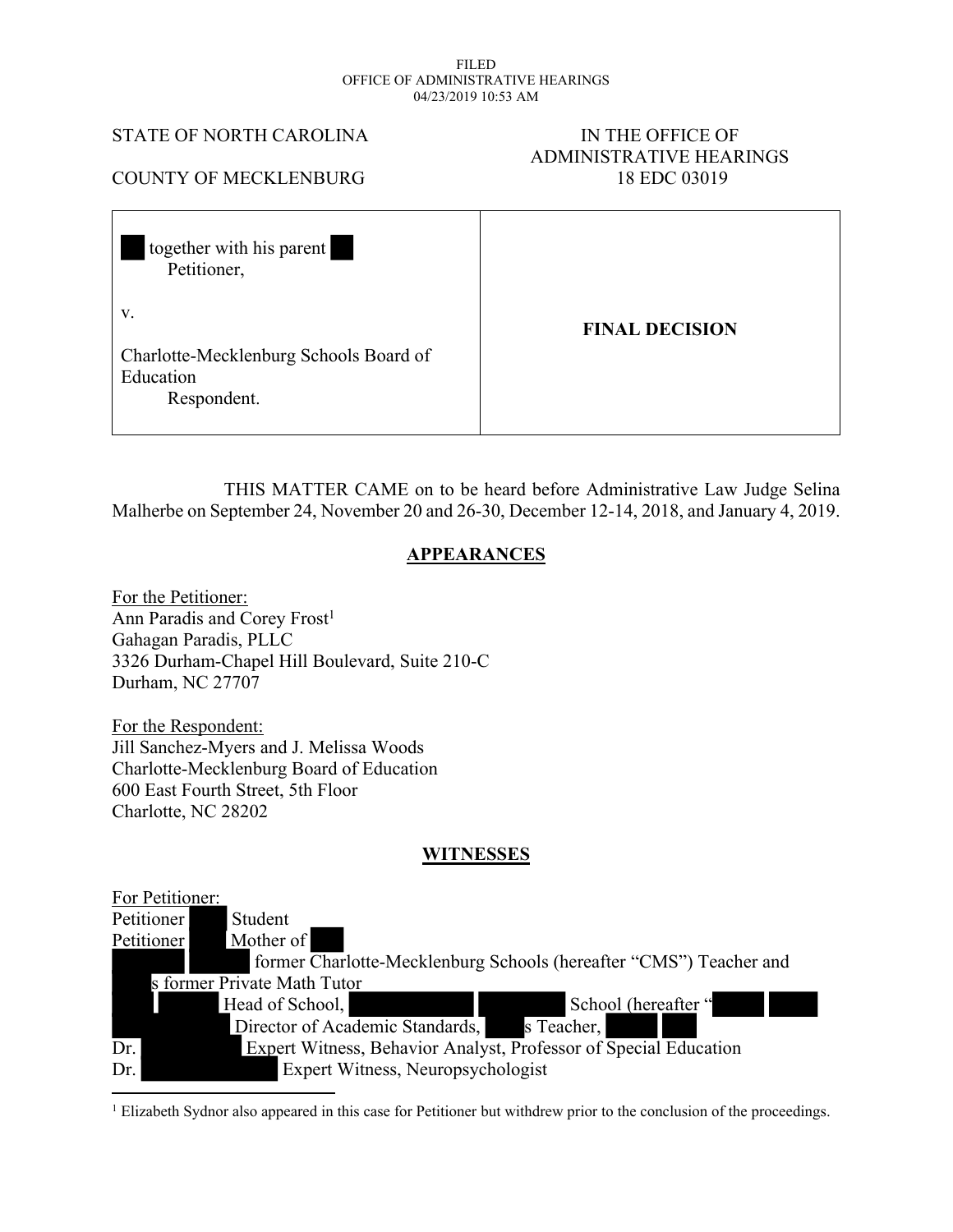FILED
OFFICE OF ADMINISTRATIVE HEARINGS
04/23/2019 10:53 AM

| STATE OF NORTH CAROLINA | IN THE OFFICE OF ADMINISTRATIVE HEARINGS |
| --- | --- |
| COUNTY OF MECKLENBURG | 18 EDC 03019 |

| together with his parent<br>Petitioner,<br><br>v.<br><br>Charlotte-Mecklenburg Schools Board of Education<br>Respondent. | **FINAL DECISION** |
| --- | --- |

THIS MATTER CAME on to be heard before Administrative Law Judge Selina Malherbe on September 24, November 20 and 26-30, December 12-14, 2018, and January 4, 2019.

## APPEARANCES

For the Petitioner:
Ann Paradis and Corey Frost[1]
Gahagan Paradis, PLLC
3326 Durham-Chapel Hill Boulevard, Suite 210-C
Durham, NC 27707

For the Respondent:
Jill Sanchez-Myers and J. Melissa Woods
Charlotte-Mecklenburg Board of Education
600 East Fourth Street, 5th Floor
Charlotte, NC 28202

## WITNESSES

For Petitioner:
Petitioner Student
Petitioner Mother of
former Charlotte-Mecklenburg Schools (hereafter "CMS") Teacher and s former Private Math Tutor
Head of School, School (hereafter "
Director of Academic Standards, s Teacher,
Dr. Expert Witness, Behavior Analyst, Professor of Special Education
Dr. Expert Witness, Neuropsychologist

[1] Elizabeth Sydnor also appeared in this case for Petitioner but withdrew prior to the conclusion of the proceedings.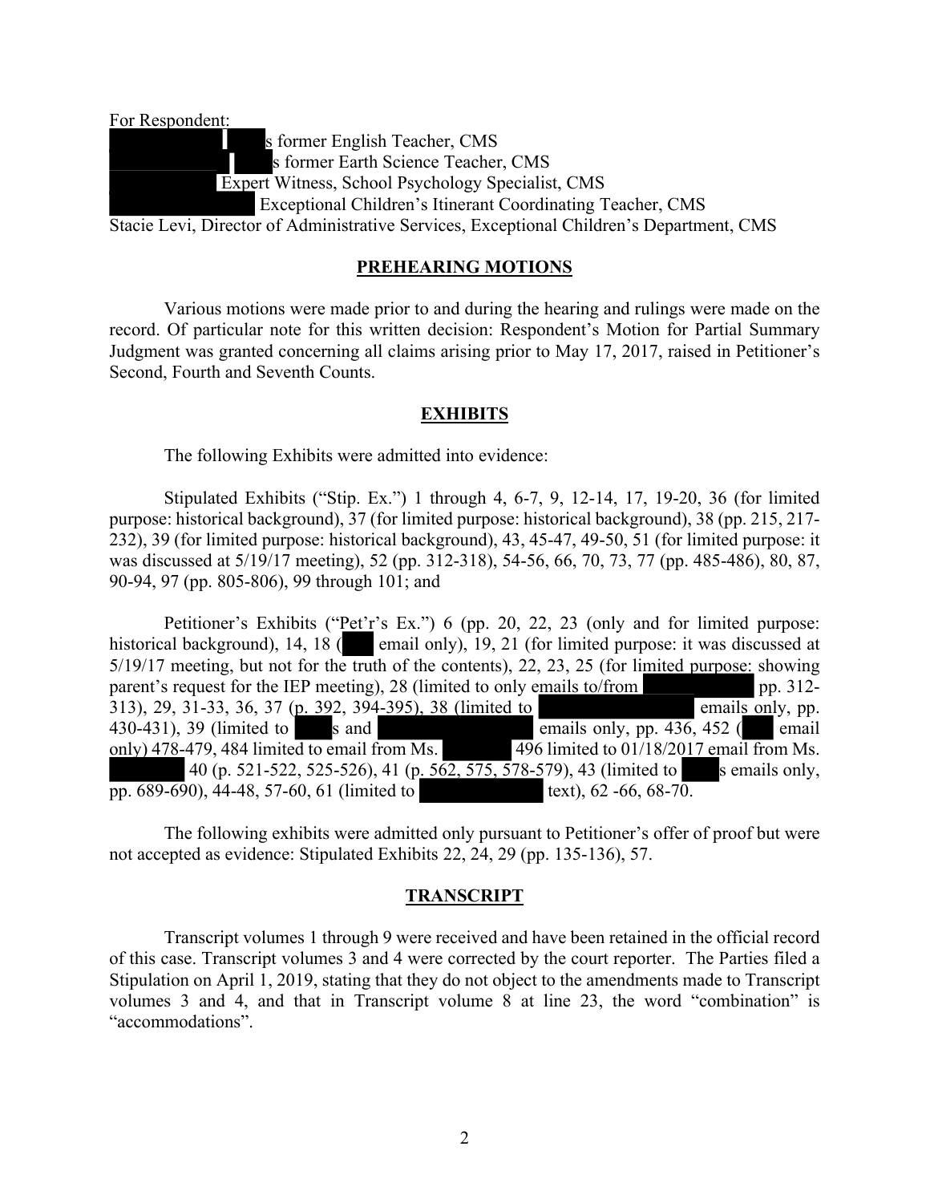For Respondent:

s former English Teacher, CMS
s former Earth Science Teacher, CMS
Expert Witness, School Psychology Specialist, CMS
Exceptional Children's Itinerant Coordinating Teacher, CMS
Stacie Levi, Director of Administrative Services, Exceptional Children's Department, CMS

## PREHEARING MOTIONS

Various motions were made prior to and during the hearing and rulings were made on the record. Of particular note for this written decision: Respondent's Motion for Partial Summary Judgment was granted concerning all claims arising prior to May 17, 2017, raised in Petitioner's Second, Fourth and Seventh Counts.

## EXHIBITS

The following Exhibits were admitted into evidence:

Stipulated Exhibits ("Stip. Ex.") 1 through 4, 6-7, 9, 12-14, 17, 19-20, 36 (for limited purpose: historical background), 37 (for limited purpose: historical background), 38 (pp. 215, 217-232), 39 (for limited purpose: historical background), 43, 45-47, 49-50, 51 (for limited purpose: it was discussed at 5/19/17 meeting), 52 (pp. 312-318), 54-56, 66, 70, 73, 77 (pp. 485-486), 80, 87, 90-94, 97 (pp. 805-806), 99 through 101; and

Petitioner's Exhibits ("Pet'r's Ex.") 6 (pp. 20, 22, 23 (only and for limited purpose: historical background), 14, 18 ( email only), 19, 21 (for limited purpose: it was discussed at 5/19/17 meeting, but not for the truth of the contents), 22, 23, 25 (for limited purpose: showing parent's request for the IEP meeting), 28 (limited to only emails to/from pp. 312-313), 29, 31-33, 36, 37 (p. 392, 394-395), 38 (limited to emails only, pp. 430-431), 39 (limited to s and emails only, pp. 436, 452 ( email only) 478-479, 484 limited to email from Ms. 496 limited to 01/18/2017 email from Ms. 40 (p. 521-522, 525-526), 41 (p. 562, 575, 578-579), 43 (limited to s emails only, pp. 689-690), 44-48, 57-60, 61 (limited to text), 62 -66, 68-70.

The following exhibits were admitted only pursuant to Petitioner's offer of proof but were not accepted as evidence: Stipulated Exhibits 22, 24, 29 (pp. 135-136), 57.

## TRANSCRIPT

Transcript volumes 1 through 9 were received and have been retained in the official record of this case. Transcript volumes 3 and 4 were corrected by the court reporter. The Parties filed a Stipulation on April 1, 2019, stating that they do not object to the amendments made to Transcript volumes 3 and 4, and that in Transcript volume 8 at line 23, the word "combination" is "accommodations".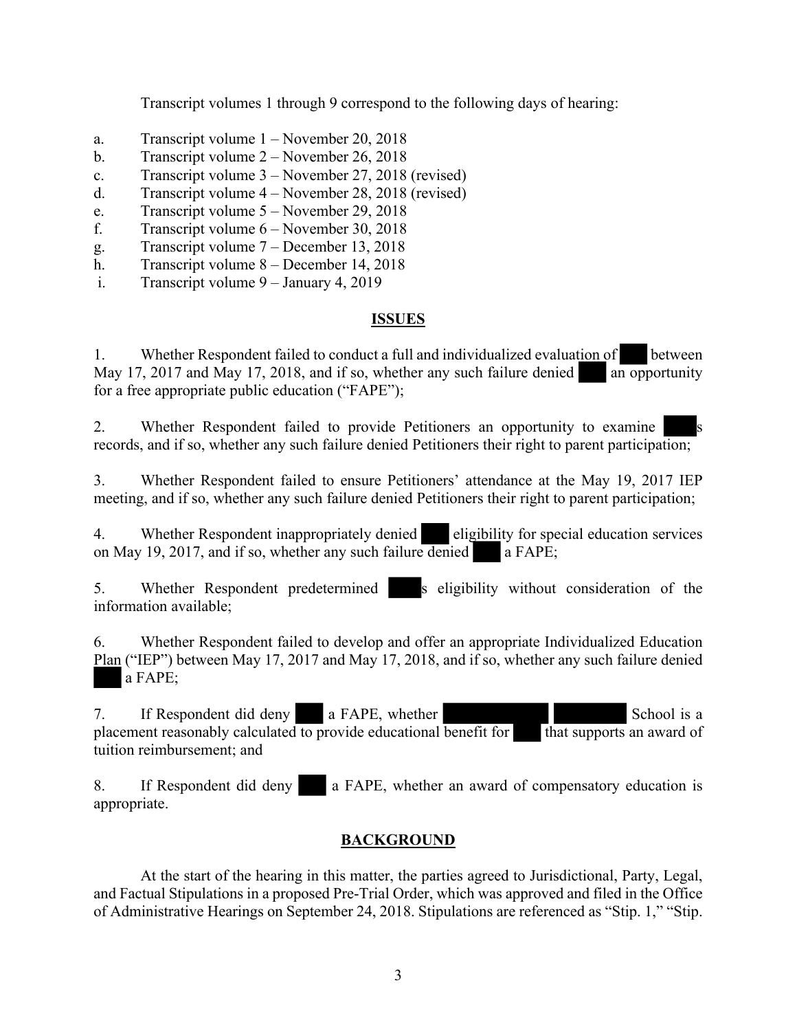Transcript volumes 1 through 9 correspond to the following days of hearing:

a. Transcript volume 1 – November 20, 2018
b. Transcript volume 2 – November 26, 2018
c. Transcript volume 3 – November 27, 2018 (revised)
d. Transcript volume 4 – November 28, 2018 (revised)
e. Transcript volume 5 – November 29, 2018
f. Transcript volume 6 – November 30, 2018
g. Transcript volume 7 – December 13, 2018
h. Transcript volume 8 – December 14, 2018
i. Transcript volume 9 – January 4, 2019

## ISSUES

1. Whether Respondent failed to conduct a full and individualized evaluation of ███ between May 17, 2017 and May 17, 2018, and if so, whether any such failure denied ███ an opportunity for a free appropriate public education ("FAPE");

2. Whether Respondent failed to provide Petitioners an opportunity to examine ███s records, and if so, whether any such failure denied Petitioners their right to parent participation;

3. Whether Respondent failed to ensure Petitioners' attendance at the May 19, 2017 IEP meeting, and if so, whether any such failure denied Petitioners their right to parent participation;

4. Whether Respondent inappropriately denied ███ eligibility for special education services on May 19, 2017, and if so, whether any such failure denied ███ a FAPE;

5. Whether Respondent predetermined ███s eligibility without consideration of the information available;

6. Whether Respondent failed to develop and offer an appropriate Individualized Education Plan ("IEP") between May 17, 2017 and May 17, 2018, and if so, whether any such failure denied ███ a FAPE;

7. If Respondent did deny ███ a FAPE, whether ███ ███ School is a placement reasonably calculated to provide educational benefit for ███ that supports an award of tuition reimbursement; and

8. If Respondent did deny ███ a FAPE, whether an award of compensatory education is appropriate.

## BACKGROUND

At the start of the hearing in this matter, the parties agreed to Jurisdictional, Party, Legal, and Factual Stipulations in a proposed Pre-Trial Order, which was approved and filed in the Office of Administrative Hearings on September 24, 2018. Stipulations are referenced as "Stip. 1," "Stip.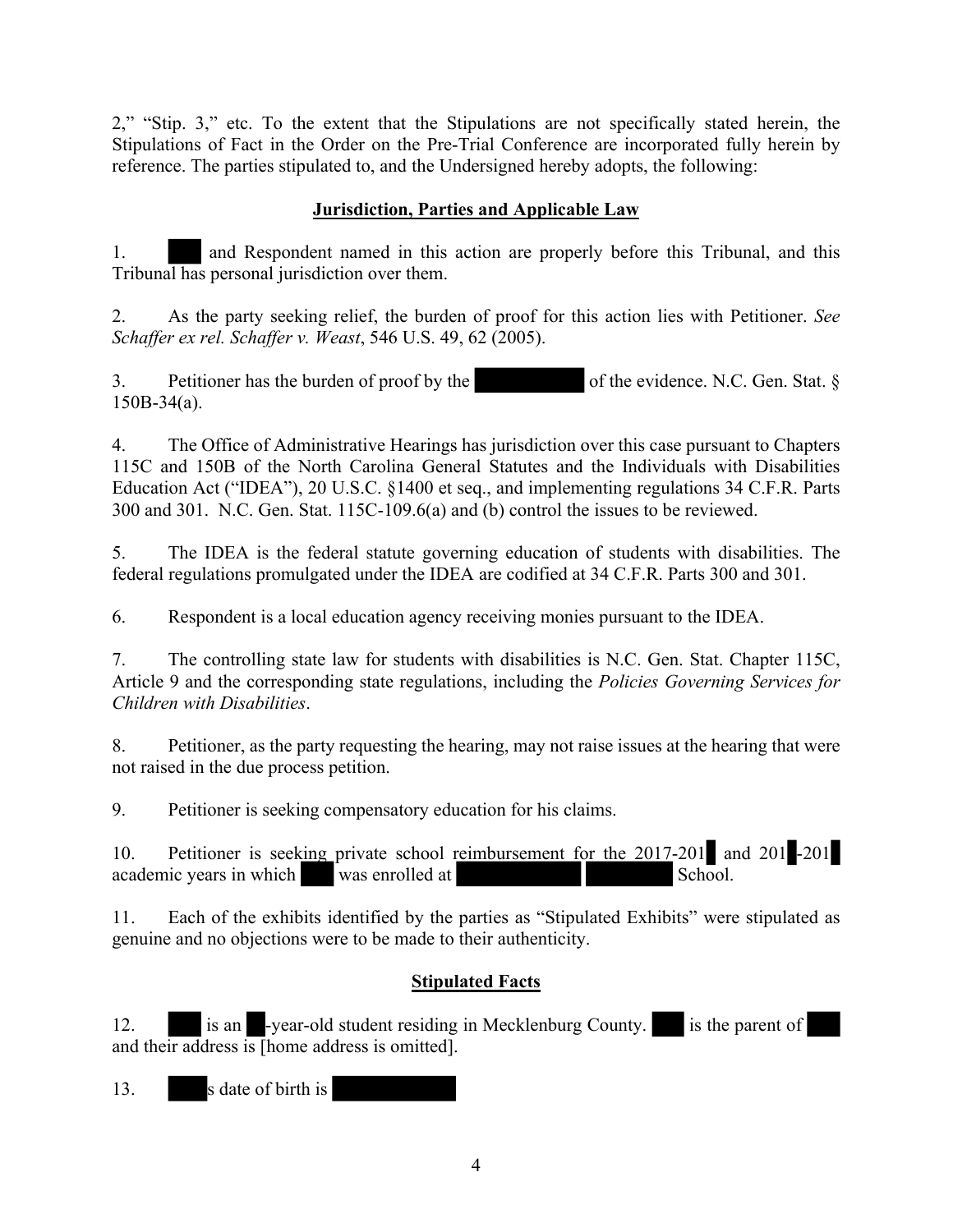2," "Stip. 3," etc. To the extent that the Stipulations are not specifically stated herein, the Stipulations of Fact in the Order on the Pre-Trial Conference are incorporated fully herein by reference. The parties stipulated to, and the Undersigned hereby adopts, the following:

## Jurisdiction, Parties and Applicable Law

1. and Respondent named in this action are properly before this Tribunal, and this Tribunal has personal jurisdiction over them.

2. As the party seeking relief, the burden of proof for this action lies with Petitioner. *See Schaffer ex rel. Schaffer v. Weast*, 546 U.S. 49, 62 (2005).

3. Petitioner has the burden of proof by the of the evidence. N.C. Gen. Stat. § 150B-34(a).

4. The Office of Administrative Hearings has jurisdiction over this case pursuant to Chapters 115C and 150B of the North Carolina General Statutes and the Individuals with Disabilities Education Act ("IDEA"), 20 U.S.C. §1400 et seq., and implementing regulations 34 C.F.R. Parts 300 and 301. N.C. Gen. Stat. 115C-109.6(a) and (b) control the issues to be reviewed.

5. The IDEA is the federal statute governing education of students with disabilities. The federal regulations promulgated under the IDEA are codified at 34 C.F.R. Parts 300 and 301.

6. Respondent is a local education agency receiving monies pursuant to the IDEA.

7. The controlling state law for students with disabilities is N.C. Gen. Stat. Chapter 115C, Article 9 and the corresponding state regulations, including the *Policies Governing Services for Children with Disabilities*.

8. Petitioner, as the party requesting the hearing, may not raise issues at the hearing that were not raised in the due process petition.

9. Petitioner is seeking compensatory education for his claims.

10. Petitioner is seeking private school reimbursement for the 2017-201 and 201 -201 academic years in which was enrolled at School.

11. Each of the exhibits identified by the parties as "Stipulated Exhibits" were stipulated as genuine and no objections were to be made to their authenticity.

## Stipulated Facts

12. is an -year-old student residing in Mecklenburg County. is the parent of and their address is [home address is omitted].

13. s date of birth is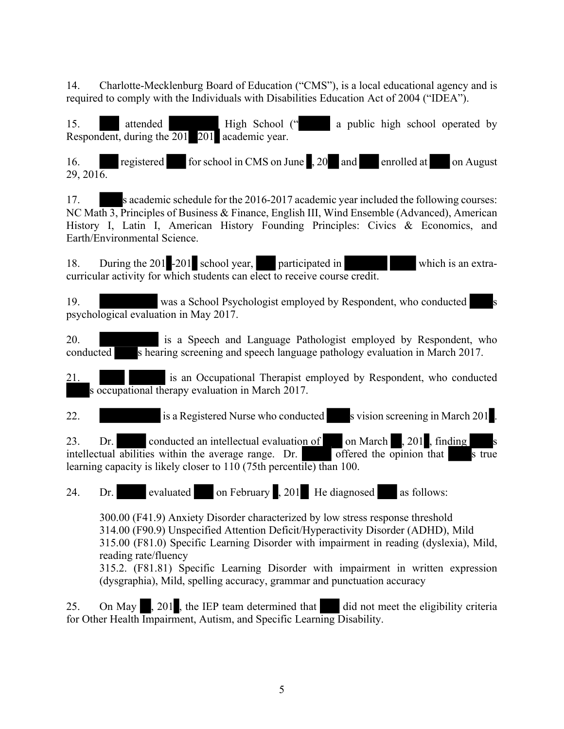14. Charlotte-Mecklenburg Board of Education ("CMS"), is a local educational agency and is required to comply with the Individuals with Disabilities Education Act of 2004 ("IDEA").

15. attended High School (" a public high school operated by Respondent, during the 201 201 academic year.

16. registered for school in CMS on June , 20 and enrolled at on August 29, 2016.

17. s academic schedule for the 2016-2017 academic year included the following courses: NC Math 3, Principles of Business & Finance, English III, Wind Ensemble (Advanced), American History I, Latin I, American History Founding Principles: Civics & Economics, and Earth/Environmental Science.

18. During the 201 -201 school year, participated in which is an extra-curricular activity for which students can elect to receive course credit.

19. was a School Psychologist employed by Respondent, who conducted s psychological evaluation in May 2017.

20. is a Speech and Language Pathologist employed by Respondent, who conducted s hearing screening and speech language pathology evaluation in March 2017.

21. is an Occupational Therapist employed by Respondent, who conducted s occupational therapy evaluation in March 2017.

22. is a Registered Nurse who conducted s vision screening in March 201 .

23. Dr. conducted an intellectual evaluation of on March , 201 , finding s intellectual abilities within the average range. Dr. offered the opinion that s true learning capacity is likely closer to 110 (75th percentile) than 100.

24. Dr. evaluated on February , 201 He diagnosed as follows:

> 300.00 (F41.9) Anxiety Disorder characterized by low stress response threshold
> 314.00 (F90.9) Unspecified Attention Deficit/Hyperactivity Disorder (ADHD), Mild
> 315.00 (F81.0) Specific Learning Disorder with impairment in reading (dyslexia), Mild, reading rate/fluency
> 315.2. (F81.81) Specific Learning Disorder with impairment in written expression (dysgraphia), Mild, spelling accuracy, grammar and punctuation accuracy

25. On May , 201 , the IEP team determined that did not meet the eligibility criteria for Other Health Impairment, Autism, and Specific Learning Disability.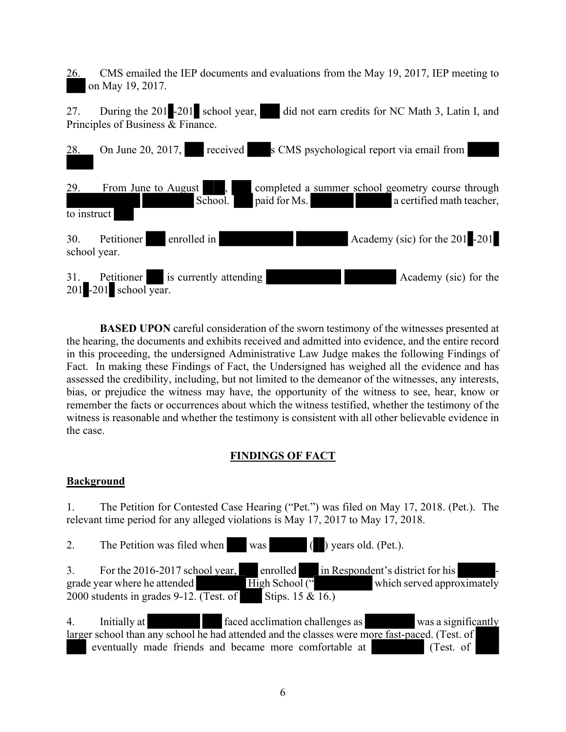26. CMS emailed the IEP documents and evaluations from the May 19, 2017, IEP meeting to on May 19, 2017.

27. During the 201 -201 school year, did not earn credits for NC Math 3, Latin I, and Principles of Business & Finance.

28. On June 20, 2017, received s CMS psychological report via email from

29. From June to August , completed a summer school geometry course through School. paid for Ms. a certified math teacher, to instruct

30. Petitioner enrolled in Academy (sic) for the 201 -201 school year.

31. Petitioner is currently attending Academy (sic) for the 201 -201 school year.

**BASED UPON** careful consideration of the sworn testimony of the witnesses presented at the hearing, the documents and exhibits received and admitted into evidence, and the entire record in this proceeding, the undersigned Administrative Law Judge makes the following Findings of Fact. In making these Findings of Fact, the Undersigned has weighed all the evidence and has assessed the credibility, including, but not limited to the demeanor of the witnesses, any interests, bias, or prejudice the witness may have, the opportunity of the witness to see, hear, know or remember the facts or occurrences about which the witness testified, whether the testimony of the witness is reasonable and whether the testimony is consistent with all other believable evidence in the case.

## FINDINGS OF FACT

### Background

1. The Petition for Contested Case Hearing ("Pet.") was filed on May 17, 2018. (Pet.). The relevant time period for any alleged violations is May 17, 2017 to May 17, 2018.

2. The Petition was filed when was ( ) years old. (Pet.).

3. For the 2016-2017 school year, enrolled in Respondent's district for his -grade year where he attended High School (" which served approximately 2000 students in grades 9-12. (Test. of Stips. 15 & 16.)

4. Initially at faced acclimation challenges as was a significantly larger school than any school he had attended and the classes were more fast-paced. (Test. of eventually made friends and became more comfortable at (Test. of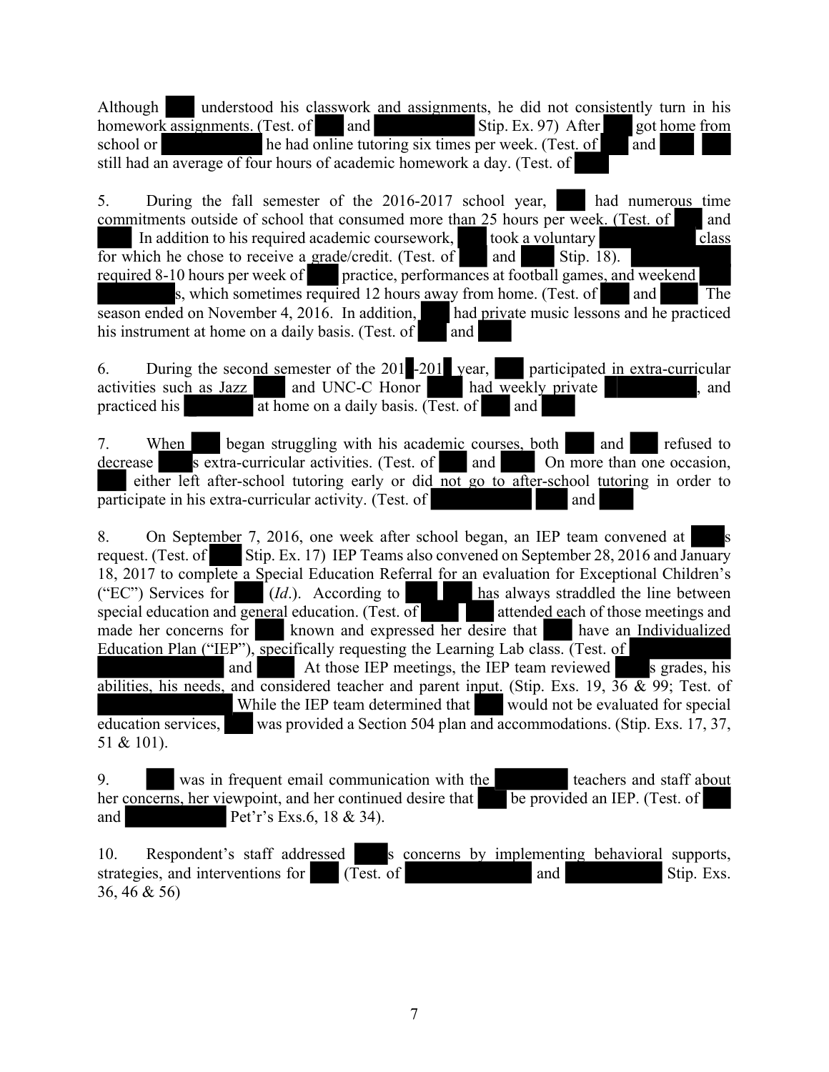Although [REDACTED] understood his classwork and assignments, he did not consistently turn in his homework assignments. (Test. of [REDACTED] and [REDACTED] Stip. Ex. 97) After [REDACTED] got home from school or [REDACTED] he had online tutoring six times per week. (Test. of [REDACTED] and [REDACTED] [REDACTED] still had an average of four hours of academic homework a day. (Test. of [REDACTED]

5. During the fall semester of the 2016-2017 school year, [REDACTED] had numerous time commitments outside of school that consumed more than 25 hours per week. (Test. of [REDACTED] and [REDACTED] In addition to his required academic coursework, [REDACTED] took a voluntary [REDACTED] class for which he chose to receive a grade/credit. (Test. of [REDACTED] and [REDACTED] Stip. 18). [REDACTED] required 8-10 hours per week of [REDACTED] practice, performances at football games, and weekend [REDACTED] [REDACTED]s, which sometimes required 12 hours away from home. (Test. of [REDACTED] and [REDACTED] The season ended on November 4, 2016. In addition, [REDACTED] had private music lessons and he practiced his instrument at home on a daily basis. (Test. of [REDACTED] and [REDACTED]

6. During the second semester of the 201[REDACTED]-201[REDACTED] year, [REDACTED] participated in extra-curricular activities such as Jazz [REDACTED] and UNC-C Honor [REDACTED] had weekly private [REDACTED], and practiced his [REDACTED] at home on a daily basis. (Test. of [REDACTED] and [REDACTED]

7. When [REDACTED] began struggling with his academic courses, both [REDACTED] and [REDACTED] refused to decrease [REDACTED]s extra-curricular activities. (Test. of [REDACTED] and [REDACTED] On more than one occasion, [REDACTED] either left after-school tutoring early or did not go to after-school tutoring in order to participate in his extra-curricular activity. (Test. of [REDACTED] [REDACTED] and [REDACTED]

8. On September 7, 2016, one week after school began, an IEP team convened at [REDACTED]s request. (Test. of [REDACTED] Stip. Ex. 17) IEP Teams also convened on September 28, 2016 and January 18, 2017 to complete a Special Education Referral for an evaluation for Exceptional Children's ("EC") Services for [REDACTED] (*Id*.). According to [REDACTED] [REDACTED] has always straddled the line between special education and general education. (Test. of [REDACTED] [REDACTED] attended each of those meetings and made her concerns for [REDACTED] known and expressed her desire that [REDACTED] have an Individualized Education Plan ("IEP"), specifically requesting the Learning Lab class. (Test. of [REDACTED] [REDACTED] and [REDACTED] At those IEP meetings, the IEP team reviewed [REDACTED]s grades, his abilities, his needs, and considered teacher and parent input. (Stip. Exs. 19, 36 & 99; Test. of [REDACTED] While the IEP team determined that [REDACTED] would not be evaluated for special education services, [REDACTED] was provided a Section 504 plan and accommodations. (Stip. Exs. 17, 37, 51 & 101).

9. [REDACTED] was in frequent email communication with the [REDACTED] teachers and staff about her concerns, her viewpoint, and her continued desire that [REDACTED] be provided an IEP. (Test. of [REDACTED] and [REDACTED] Pet'r's Exs.6, 18 & 34).

10. Respondent's staff addressed [REDACTED]s concerns by implementing behavioral supports, strategies, and interventions for [REDACTED] (Test. of [REDACTED] and [REDACTED] Stip. Exs. 36, 46 & 56)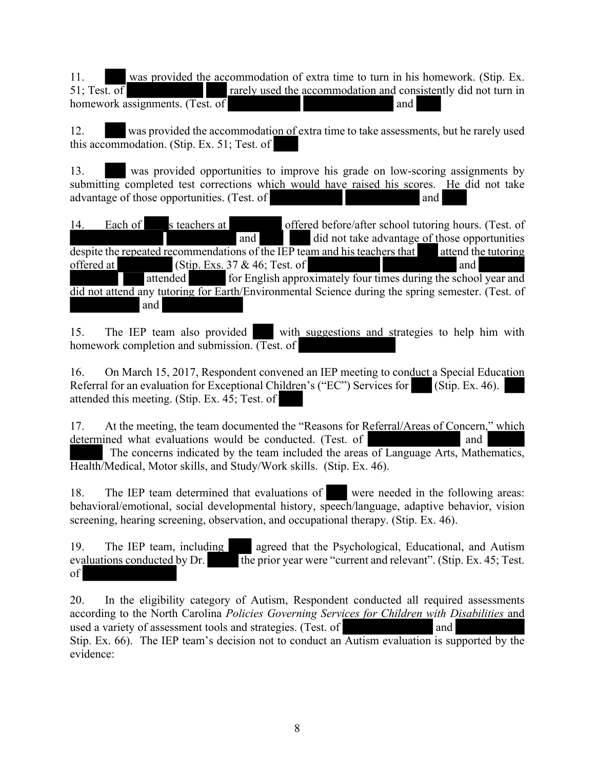11. ▇▇▇ was provided the accommodation of extra time to turn in his homework. (Stip. Ex. 51; Test. of ▇▇▇▇▇▇▇▇▇ ▇▇▇ rarely used the accommodation and consistently did not turn in homework assignments. (Test. of ▇▇▇▇▇▇▇▇▇▇ ▇▇▇▇▇▇▇▇▇▇▇▇ and ▇▇▇

12. ▇▇▇ was provided the accommodation of extra time to take assessments, but he rarely used this accommodation. (Stip. Ex. 51; Test. of ▇▇▇

13. ▇▇▇ was provided opportunities to improve his grade on low-scoring assignments by submitting completed test corrections which would have raised his scores. He did not take advantage of those opportunities. (Test. of ▇▇▇▇▇▇▇▇▇▇ ▇▇▇▇▇▇▇▇▇▇▇ and ▇▇▇▇

14. Each of ▇▇▇▇s teachers at ▇▇▇▇▇▇▇▇ offered before/after school tutoring hours. (Test. of ▇▇▇▇▇▇▇▇▇▇▇▇▇ ▇▇▇▇▇▇▇▇▇▇▇▇ and ▇▇▇▇ ▇▇▇ did not take advantage of those opportunities despite the repeated recommendations of the IEP team and his teachers that ▇▇▇ attend the tutoring offered at ▇▇▇▇▇▇▇▇▇ (Stip. Exs. 37 & 46; Test. of ▇▇▇▇▇▇▇▇▇▇▇ ▇▇▇▇▇▇▇▇▇▇▇ and ▇▇▇▇▇▇▇ ▇▇▇▇▇▇▇▇ ▇▇▇ attended ▇▇▇▇▇ for English approximately four times during the school year and did not attend any tutoring for Earth/Environmental Science during the spring semester. (Test. of ▇▇▇▇▇▇▇▇▇▇ and ▇▇▇▇▇▇▇▇▇▇▇

15. The IEP team also provided ▇▇▇ with suggestions and strategies to help him with homework completion and submission. (Test. of ▇▇▇▇▇▇▇▇▇▇▇▇▇

16. On March 15, 2017, Respondent convened an IEP meeting to conduct a Special Education Referral for an evaluation for Exceptional Children's ("EC") Services for ▇▇▇ (Stip. Ex. 46). ▇▇▇ attended this meeting. (Stip. Ex. 45; Test. of ▇▇▇

17. At the meeting, the team documented the "Reasons for Referral/Areas of Concern," which determined what evaluations would be conducted. (Test. of ▇▇▇▇▇▇▇▇▇▇▇▇▇ and ▇▇▇▇▇ ▇▇▇▇▇ The concerns indicated by the team included the areas of Language Arts, Mathematics, Health/Medical, Motor skills, and Study/Work skills. (Stip. Ex. 46).

18. The IEP team determined that evaluations of ▇▇▇ were needed in the following areas: behavioral/emotional, social developmental history, speech/language, adaptive behavior, vision screening, hearing screening, observation, and occupational therapy. (Stip. Ex. 46).

19. The IEP team, including ▇▇▇▇ agreed that the Psychological, Educational, and Autism evaluations conducted by Dr. ▇▇▇▇▇ the prior year were "current and relevant". (Stip. Ex. 45; Test. of ▇▇▇▇▇▇▇▇▇▇▇▇▇

20. In the eligibility category of Autism, Respondent conducted all required assessments according to the North Carolina *Policies Governing Services for Children with Disabilities* and used a variety of assessment tools and strategies. (Test. of ▇▇▇▇▇▇▇▇▇▇▇▇ and ▇▇▇▇▇▇▇▇▇▇ Stip. Ex. 66). The IEP team's decision not to conduct an Autism evaluation is supported by the evidence: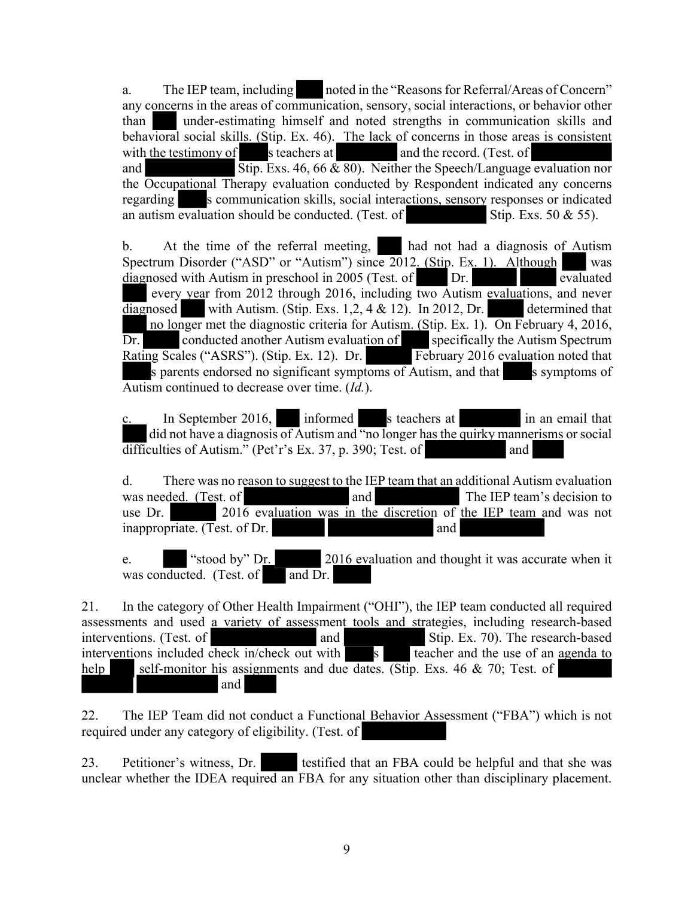a. The IEP team, including noted in the "Reasons for Referral/Areas of Concern" any concerns in the areas of communication, sensory, social interactions, or behavior other than under-estimating himself and noted strengths in communication skills and behavioral social skills. (Stip. Ex. 46). The lack of concerns in those areas is consistent with the testimony of s teachers at and the record. (Test. of and Stip. Exs. 46, 66 & 80). Neither the Speech/Language evaluation nor the Occupational Therapy evaluation conducted by Respondent indicated any concerns regarding s communication skills, social interactions, sensory responses or indicated an autism evaluation should be conducted. (Test. of Stip. Exs. 50 & 55).

b. At the time of the referral meeting, had not had a diagnosis of Autism Spectrum Disorder ("ASD" or "Autism") since 2012. (Stip. Ex. 1). Although was diagnosed with Autism in preschool in 2005 (Test. of Dr. evaluated every year from 2012 through 2016, including two Autism evaluations, and never diagnosed with Autism. (Stip. Exs. 1,2, 4 & 12). In 2012, Dr. determined that no longer met the diagnostic criteria for Autism. (Stip. Ex. 1). On February 4, 2016, Dr. conducted another Autism evaluation of specifically the Autism Spectrum Rating Scales ("ASRS"). (Stip. Ex. 12). Dr. February 2016 evaluation noted that s parents endorsed no significant symptoms of Autism, and that s symptoms of Autism continued to decrease over time. (*Id.*).

c. In September 2016, informed s teachers at in an email that did not have a diagnosis of Autism and "no longer has the quirky mannerisms or social difficulties of Autism." (Pet'r's Ex. 37, p. 390; Test. of and

d. There was no reason to suggest to the IEP team that an additional Autism evaluation was needed. (Test. of and The IEP team's decision to use Dr. 2016 evaluation was in the discretion of the IEP team and was not inappropriate. (Test. of Dr. and

e. "stood by" Dr. 2016 evaluation and thought it was accurate when it was conducted. (Test. of and Dr.

21. In the category of Other Health Impairment ("OHI"), the IEP team conducted all required assessments and used a variety of assessment tools and strategies, including research-based interventions. (Test. of and Stip. Ex. 70). The research-based interventions included check in/check out with s teacher and the use of an agenda to help self-monitor his assignments and due dates. (Stip. Exs. 46 & 70; Test. of and

22. The IEP Team did not conduct a Functional Behavior Assessment ("FBA") which is not required under any category of eligibility. (Test. of

23. Petitioner's witness, Dr. testified that an FBA could be helpful and that she was unclear whether the IDEA required an FBA for any situation other than disciplinary placement.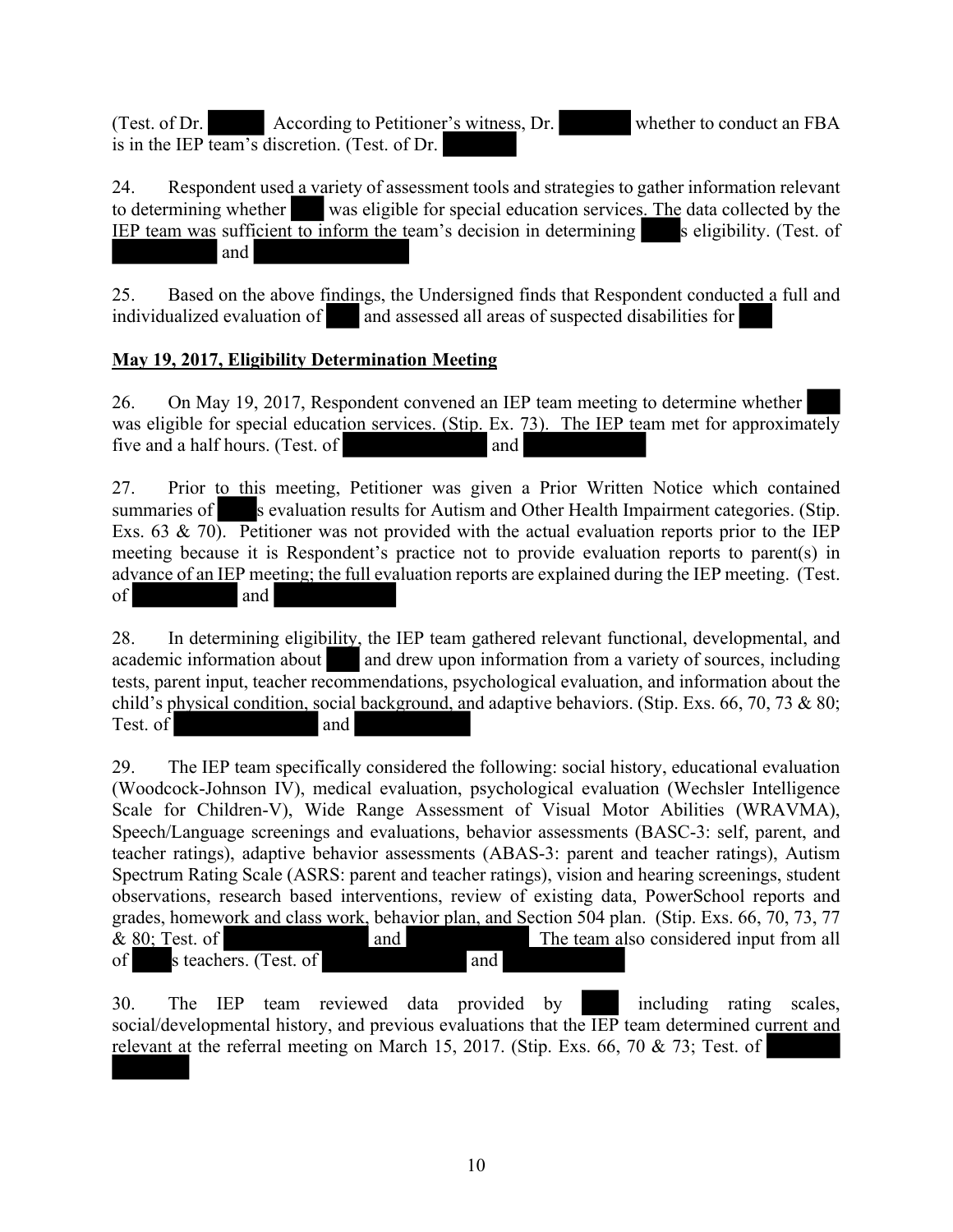(Test. of Dr. ██████ According to Petitioner's witness, Dr. ██████ whether to conduct an FBA is in the IEP team's discretion. (Test. of Dr. ██████

24. Respondent used a variety of assessment tools and strategies to gather information relevant to determining whether ███ was eligible for special education services. The data collected by the IEP team was sufficient to inform the team's decision in determining ███s eligibility. (Test. of ██████ and ██████

25. Based on the above findings, the Undersigned finds that Respondent conducted a full and individualized evaluation of ███ and assessed all areas of suspected disabilities for ███

**May 19, 2017, Eligibility Determination Meeting**

26. On May 19, 2017, Respondent convened an IEP team meeting to determine whether ███ was eligible for special education services. (Stip. Ex. 73). The IEP team met for approximately five and a half hours. (Test. of ██████ and ██████

27. Prior to this meeting, Petitioner was given a Prior Written Notice which contained summaries of ███s evaluation results for Autism and Other Health Impairment categories. (Stip. Exs. 63 & 70). Petitioner was not provided with the actual evaluation reports prior to the IEP meeting because it is Respondent's practice not to provide evaluation reports to parent(s) in advance of an IEP meeting; the full evaluation reports are explained during the IEP meeting. (Test. of ██████ and ██████

28. In determining eligibility, the IEP team gathered relevant functional, developmental, and academic information about ███ and drew upon information from a variety of sources, including tests, parent input, teacher recommendations, psychological evaluation, and information about the child's physical condition, social background, and adaptive behaviors. (Stip. Exs. 66, 70, 73 & 80; Test. of ██████ and ██████

29. The IEP team specifically considered the following: social history, educational evaluation (Woodcock-Johnson IV), medical evaluation, psychological evaluation (Wechsler Intelligence Scale for Children-V), Wide Range Assessment of Visual Motor Abilities (WRAVMA), Speech/Language screenings and evaluations, behavior assessments (BASC-3: self, parent, and teacher ratings), adaptive behavior assessments (ABAS-3: parent and teacher ratings), Autism Spectrum Rating Scale (ASRS: parent and teacher ratings), vision and hearing screenings, student observations, research based interventions, review of existing data, PowerSchool reports and grades, homework and class work, behavior plan, and Section 504 plan. (Stip. Exs. 66, 70, 73, 77 & 80; Test. of ██████ and ██████ The team also considered input from all of ███s teachers. (Test. of ██████ and ██████

30. The IEP team reviewed data provided by ███ including rating scales, social/developmental history, and previous evaluations that the IEP team determined current and relevant at the referral meeting on March 15, 2017. (Stip. Exs. 66, 70 & 73; Test. of ██████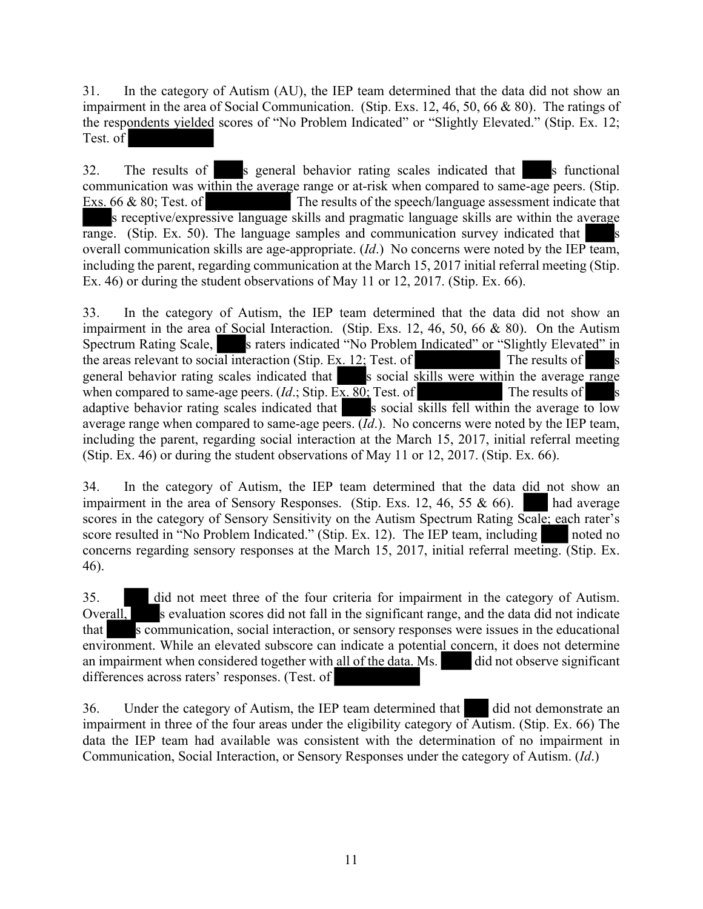31. In the category of Autism (AU), the IEP team determined that the data did not show an impairment in the area of Social Communication. (Stip. Exs. 12, 46, 50, 66 & 80). The ratings of the respondents yielded scores of "No Problem Indicated" or "Slightly Elevated." (Stip. Ex. 12; Test. of

32. The results of s general behavior rating scales indicated that s functional communication was within the average range or at-risk when compared to same-age peers. (Stip. Exs. 66 & 80; Test. of The results of the speech/language assessment indicate that s receptive/expressive language skills and pragmatic language skills are within the average range. (Stip. Ex. 50). The language samples and communication survey indicated that s overall communication skills are age-appropriate. (*Id*.) No concerns were noted by the IEP team, including the parent, regarding communication at the March 15, 2017 initial referral meeting (Stip. Ex. 46) or during the student observations of May 11 or 12, 2017. (Stip. Ex. 66).

33. In the category of Autism, the IEP team determined that the data did not show an impairment in the area of Social Interaction. (Stip. Exs. 12, 46, 50, 66 & 80). On the Autism Spectrum Rating Scale, s raters indicated "No Problem Indicated" or "Slightly Elevated" in the areas relevant to social interaction (Stip. Ex. 12; Test. of The results of s general behavior rating scales indicated that s social skills were within the average range when compared to same-age peers. (*Id*.; Stip. Ex. 80; Test. of The results of s adaptive behavior rating scales indicated that s social skills fell within the average to low average range when compared to same-age peers. (*Id*.). No concerns were noted by the IEP team, including the parent, regarding social interaction at the March 15, 2017, initial referral meeting (Stip. Ex. 46) or during the student observations of May 11 or 12, 2017. (Stip. Ex. 66).

34. In the category of Autism, the IEP team determined that the data did not show an impairment in the area of Sensory Responses. (Stip. Exs. 12, 46, 55 & 66). had average scores in the category of Sensory Sensitivity on the Autism Spectrum Rating Scale; each rater's score resulted in "No Problem Indicated." (Stip. Ex. 12). The IEP team, including noted no concerns regarding sensory responses at the March 15, 2017, initial referral meeting. (Stip. Ex. 46).

35. did not meet three of the four criteria for impairment in the category of Autism. Overall, s evaluation scores did not fall in the significant range, and the data did not indicate that s communication, social interaction, or sensory responses were issues in the educational environment. While an elevated subscore can indicate a potential concern, it does not determine an impairment when considered together with all of the data. Ms. did not observe significant differences across raters' responses. (Test. of

36. Under the category of Autism, the IEP team determined that did not demonstrate an impairment in three of the four areas under the eligibility category of Autism. (Stip. Ex. 66) The data the IEP team had available was consistent with the determination of no impairment in Communication, Social Interaction, or Sensory Responses under the category of Autism. (*Id*.)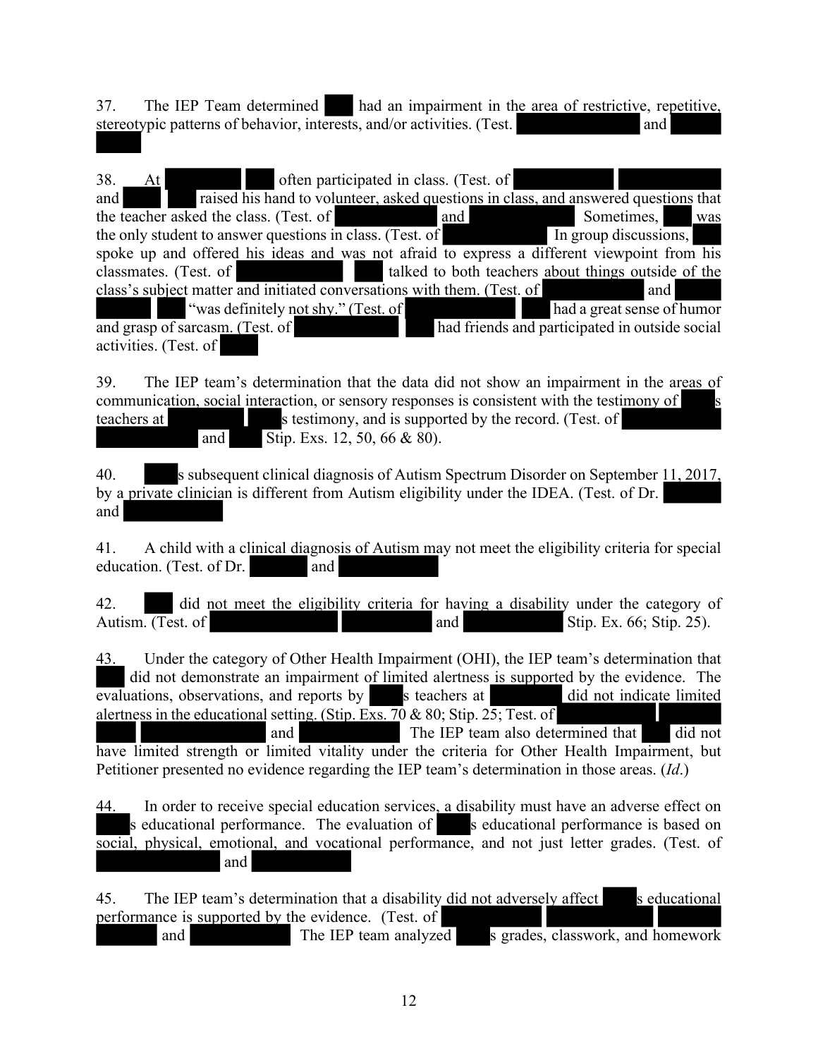37. The IEP Team determined had an impairment in the area of restrictive, repetitive, stereotypic patterns of behavior, interests, and/or activities. (Test. and

38. At often participated in class. (Test. of and raised his hand to volunteer, asked questions in class, and answered questions that the teacher asked the class. (Test. of and Sometimes, was the only student to answer questions in class. (Test. of In group discussions, spoke up and offered his ideas and was not afraid to express a different viewpoint from his classmates. (Test. of talked to both teachers about things outside of the class's subject matter and initiated conversations with them. (Test. of and "was definitely not shy." (Test. of had a great sense of humor and grasp of sarcasm. (Test. of had friends and participated in outside social activities. (Test. of

39. The IEP team's determination that the data did not show an impairment in the areas of communication, social interaction, or sensory responses is consistent with the testimony of s teachers at s testimony, and is supported by the record. (Test. of and Stip. Exs. 12, 50, 66 & 80).

40. s subsequent clinical diagnosis of Autism Spectrum Disorder on September 11, 2017, by a private clinician is different from Autism eligibility under the IDEA. (Test. of Dr. and

41. A child with a clinical diagnosis of Autism may not meet the eligibility criteria for special education. (Test. of Dr. and

42. did not meet the eligibility criteria for having a disability under the category of Autism. (Test. of and Stip. Ex. 66; Stip. 25).

43. Under the category of Other Health Impairment (OHI), the IEP team's determination that did not demonstrate an impairment of limited alertness is supported by the evidence. The evaluations, observations, and reports by s teachers at did not indicate limited alertness in the educational setting. (Stip. Exs. 70 & 80; Stip. 25; Test. of and The IEP team also determined that did not have limited strength or limited vitality under the criteria for Other Health Impairment, but Petitioner presented no evidence regarding the IEP team's determination in those areas. (*Id*.)

44. In order to receive special education services, a disability must have an adverse effect on s educational performance. The evaluation of s educational performance is based on social, physical, emotional, and vocational performance, and not just letter grades. (Test. of and

45. The IEP team's determination that a disability did not adversely affect s educational performance is supported by the evidence. (Test. of and The IEP team analyzed s grades, classwork, and homework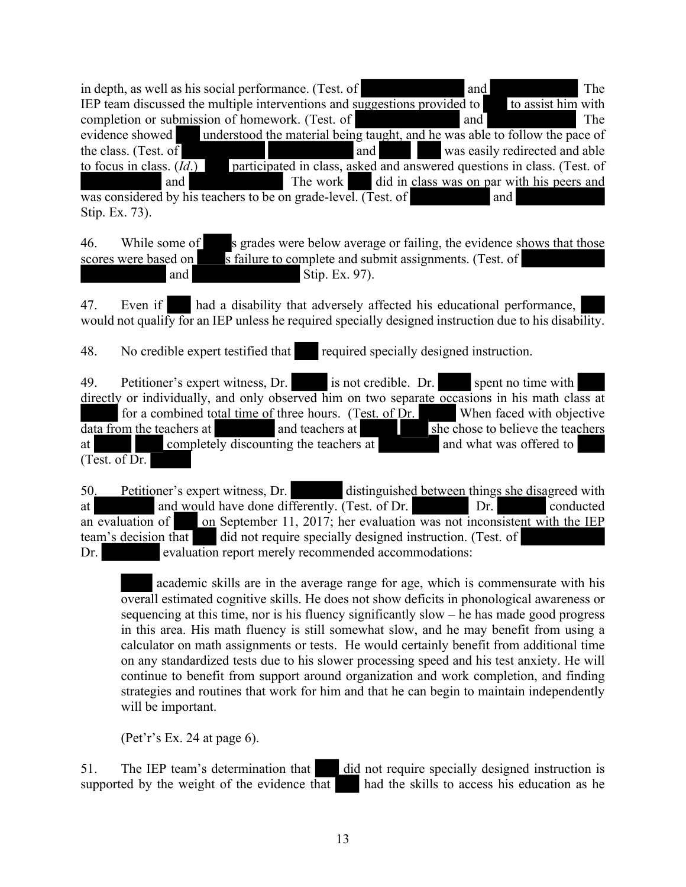in depth, as well as his social performance. (Test. of and The IEP team discussed the multiple interventions and suggestions provided to to assist him with completion or submission of homework. (Test. of and The evidence showed understood the material being taught, and he was able to follow the pace of the class. (Test. of and was easily redirected and able to focus in class. (*Id*.) participated in class, asked and answered questions in class. (Test. of and The work did in class was on par with his peers and was considered by his teachers to be on grade-level. (Test. of and Stip. Ex. 73).

46. While some of s grades were below average or failing, the evidence shows that those scores were based on s failure to complete and submit assignments. (Test. of and Stip. Ex. 97).

47. Even if had a disability that adversely affected his educational performance, would not qualify for an IEP unless he required specially designed instruction due to his disability.

48. No credible expert testified that required specially designed instruction.

49. Petitioner's expert witness, Dr. is not credible. Dr. spent no time with directly or individually, and only observed him on two separate occasions in his math class at for a combined total time of three hours. (Test. of Dr. When faced with objective data from the teachers at and teachers at she chose to believe the teachers at completely discounting the teachers at and what was offered to (Test. of Dr.

50. Petitioner's expert witness, Dr. distinguished between things she disagreed with at and would have done differently. (Test. of Dr. Dr. conducted an evaluation of on September 11, 2017; her evaluation was not inconsistent with the IEP team's decision that did not require specially designed instruction. (Test. of Dr. evaluation report merely recommended accommodations:

> academic skills are in the average range for age, which is commensurate with his overall estimated cognitive skills. He does not show deficits in phonological awareness or sequencing at this time, nor is his fluency significantly slow – he has made good progress in this area. His math fluency is still somewhat slow, and he may benefit from using a calculator on math assignments or tests. He would certainly benefit from additional time on any standardized tests due to his slower processing speed and his test anxiety. He will continue to benefit from support around organization and work completion, and finding strategies and routines that work for him and that he can begin to maintain independently will be important.
>
> (Pet'r's Ex. 24 at page 6).

51. The IEP team's determination that did not require specially designed instruction is supported by the weight of the evidence that had the skills to access his education as he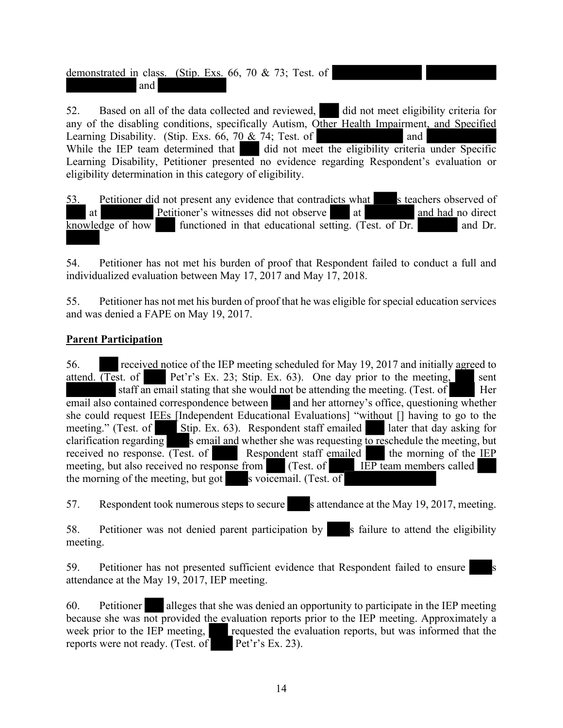demonstrated in class. (Stip. Exs. 66, 70 & 73; Test. of , and )

52. Based on all of the data collected and reviewed, did not meet eligibility criteria for any of the disabling conditions, specifically Autism, Other Health Impairment, and Specified Learning Disability. (Stip. Exs. 66, 70 & 74; Test. of and While the IEP team determined that did not meet the eligibility criteria under Specific Learning Disability, Petitioner presented no evidence regarding Respondent's evaluation or eligibility determination in this category of eligibility.

53. Petitioner did not present any evidence that contradicts what s teachers observed of at Petitioner's witnesses did not observe at and had no direct knowledge of how functioned in that educational setting. (Test. of Dr. and Dr.

54. Petitioner has not met his burden of proof that Respondent failed to conduct a full and individualized evaluation between May 17, 2017 and May 17, 2018.

55. Petitioner has not met his burden of proof that he was eligible for special education services and was denied a FAPE on May 19, 2017.

**Parent Participation**

56. received notice of the IEP meeting scheduled for May 19, 2017 and initially agreed to attend. (Test. of Pet'r's Ex. 23; Stip. Ex. 63). One day prior to the meeting, sent staff an email stating that she would not be attending the meeting. (Test. of Her email also contained correspondence between and her attorney's office, questioning whether she could request IEEs [Independent Educational Evaluations] "without [] having to go to the meeting." (Test. of Stip. Ex. 63). Respondent staff emailed later that day asking for clarification regarding s email and whether she was requesting to reschedule the meeting, but received no response. (Test. of Respondent staff emailed the morning of the IEP meeting, but also received no response from (Test. of IEP team members called the morning of the meeting, but got s voicemail. (Test. of

57. Respondent took numerous steps to secure s attendance at the May 19, 2017, meeting.

58. Petitioner was not denied parent participation by s failure to attend the eligibility meeting.

59. Petitioner has not presented sufficient evidence that Respondent failed to ensure s attendance at the May 19, 2017, IEP meeting.

60. Petitioner alleges that she was denied an opportunity to participate in the IEP meeting because she was not provided the evaluation reports prior to the IEP meeting. Approximately a week prior to the IEP meeting, requested the evaluation reports, but was informed that the reports were not ready. (Test. of Pet'r's Ex. 23).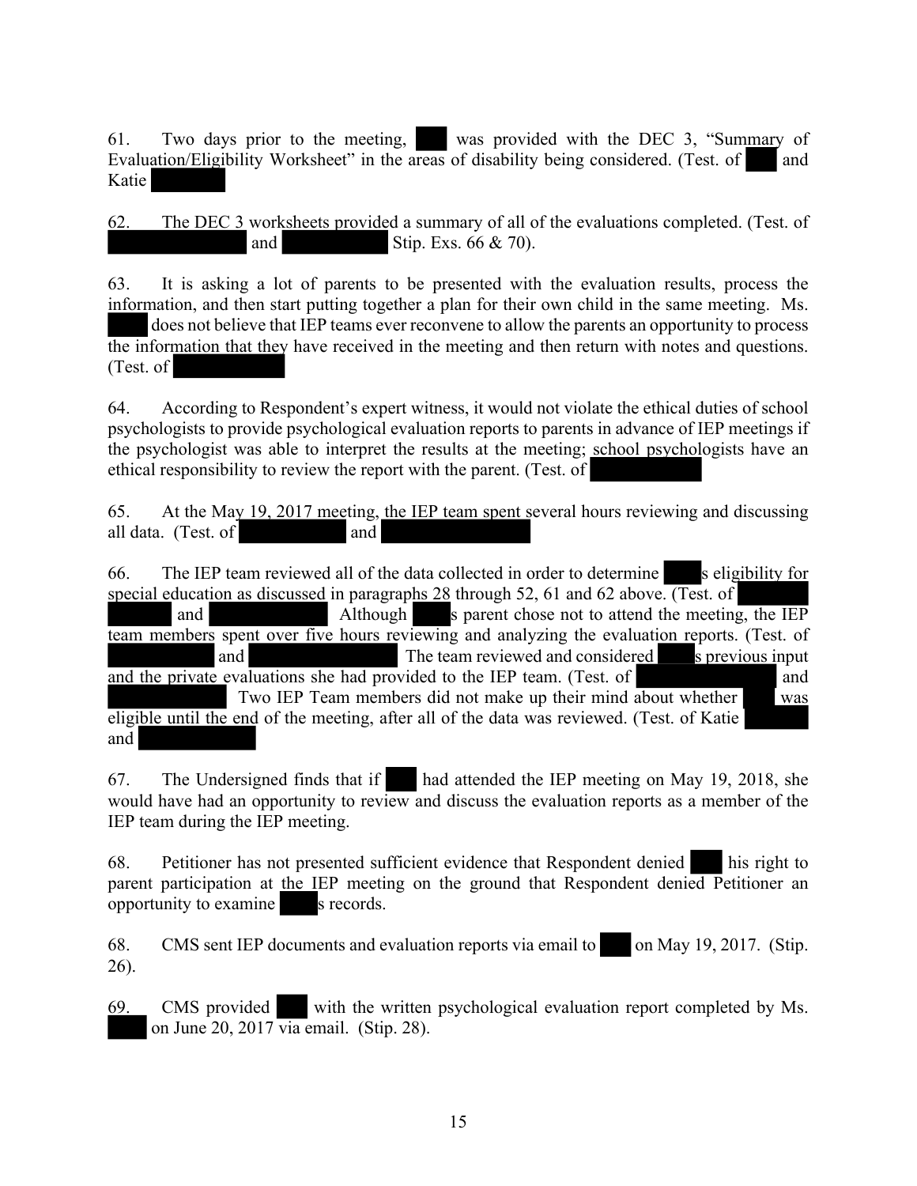61. Two days prior to the meeting, ███ was provided with the DEC 3, "Summary of Evaluation/Eligibility Worksheet" in the areas of disability being considered. (Test. of ███ and Katie ███

62. The DEC 3 worksheets provided a summary of all of the evaluations completed. (Test. of ███ and ███ Stip. Exs. 66 & 70).

63. It is asking a lot of parents to be presented with the evaluation results, process the information, and then start putting together a plan for their own child in the same meeting. Ms. ███ does not believe that IEP teams ever reconvene to allow the parents an opportunity to process the information that they have received in the meeting and then return with notes and questions. (Test. of ███

64. According to Respondent's expert witness, it would not violate the ethical duties of school psychologists to provide psychological evaluation reports to parents in advance of IEP meetings if the psychologist was able to interpret the results at the meeting; school psychologists have an ethical responsibility to review the report with the parent. (Test. of ███

65. At the May 19, 2017 meeting, the IEP team spent several hours reviewing and discussing all data. (Test. of ███ and ███

66. The IEP team reviewed all of the data collected in order to determine ███s eligibility for special education as discussed in paragraphs 28 through 52, 61 and 62 above. (Test. of ███ and ███ Although ███s parent chose not to attend the meeting, the IEP team members spent over five hours reviewing and analyzing the evaluation reports. (Test. of ███ and ███ The team reviewed and considered ███s previous input and the private evaluations she had provided to the IEP team. (Test. of ███ and ███ Two IEP Team members did not make up their mind about whether ███ was eligible until the end of the meeting, after all of the data was reviewed. (Test. of Katie ███ and ███

67. The Undersigned finds that if ███ had attended the IEP meeting on May 19, 2018, she would have had an opportunity to review and discuss the evaluation reports as a member of the IEP team during the IEP meeting.

68. Petitioner has not presented sufficient evidence that Respondent denied ███ his right to parent participation at the IEP meeting on the ground that Respondent denied Petitioner an opportunity to examine ███s records.

68. CMS sent IEP documents and evaluation reports via email to ███ on May 19, 2017. (Stip. 26).

69. CMS provided ███ with the written psychological evaluation report completed by Ms. ███ on June 20, 2017 via email. (Stip. 28).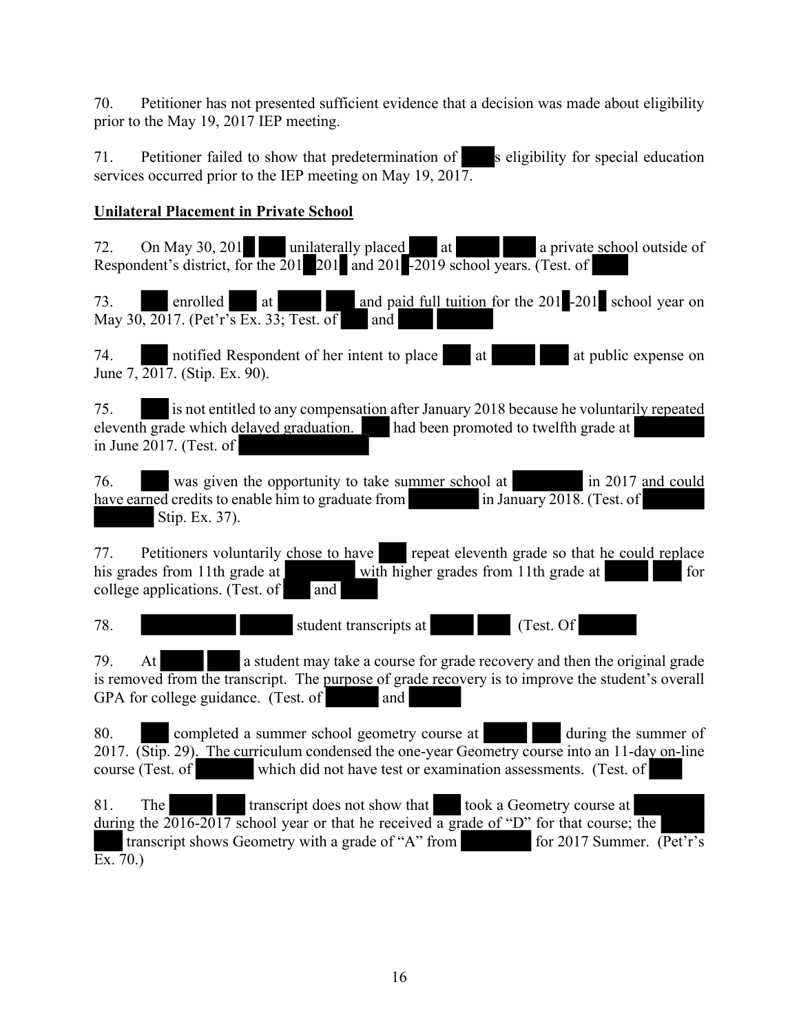70. Petitioner has not presented sufficient evidence that a decision was made about eligibility prior to the May 19, 2017 IEP meeting.

71. Petitioner failed to show that predetermination of s eligibility for special education services occurred prior to the IEP meeting on May 19, 2017.

**Unilateral Placement in Private School**

72. On May 30, 201 unilaterally placed at a private school outside of Respondent's district, for the 201 201 and 201 -2019 school years. (Test. of

73. enrolled at and paid full tuition for the 201 -201 school year on May 30, 2017. (Pet'r's Ex. 33; Test. of and

74. notified Respondent of her intent to place at at public expense on June 7, 2017. (Stip. Ex. 90).

75. is not entitled to any compensation after January 2018 because he voluntarily repeated eleventh grade which delayed graduation. had been promoted to twelfth grade at in June 2017. (Test. of

76. was given the opportunity to take summer school at in 2017 and could have earned credits to enable him to graduate from in January 2018. (Test. of Stip. Ex. 37).

77. Petitioners voluntarily chose to have repeat eleventh grade so that he could replace his grades from 11th grade at with higher grades from 11th grade at for college applications. (Test. of and

78. student transcripts at (Test. Of

79. At a student may take a course for grade recovery and then the original grade is removed from the transcript. The purpose of grade recovery is to improve the student's overall GPA for college guidance. (Test. of and

80. completed a summer school geometry course at during the summer of 2017. (Stip. 29). The curriculum condensed the one-year Geometry course into an 11-day on-line course (Test. of which did not have test or examination assessments. (Test. of

81. The transcript does not show that took a Geometry course at during the 2016-2017 school year or that he received a grade of "D" for that course; the transcript shows Geometry with a grade of "A" from for 2017 Summer. (Pet'r's Ex. 70.)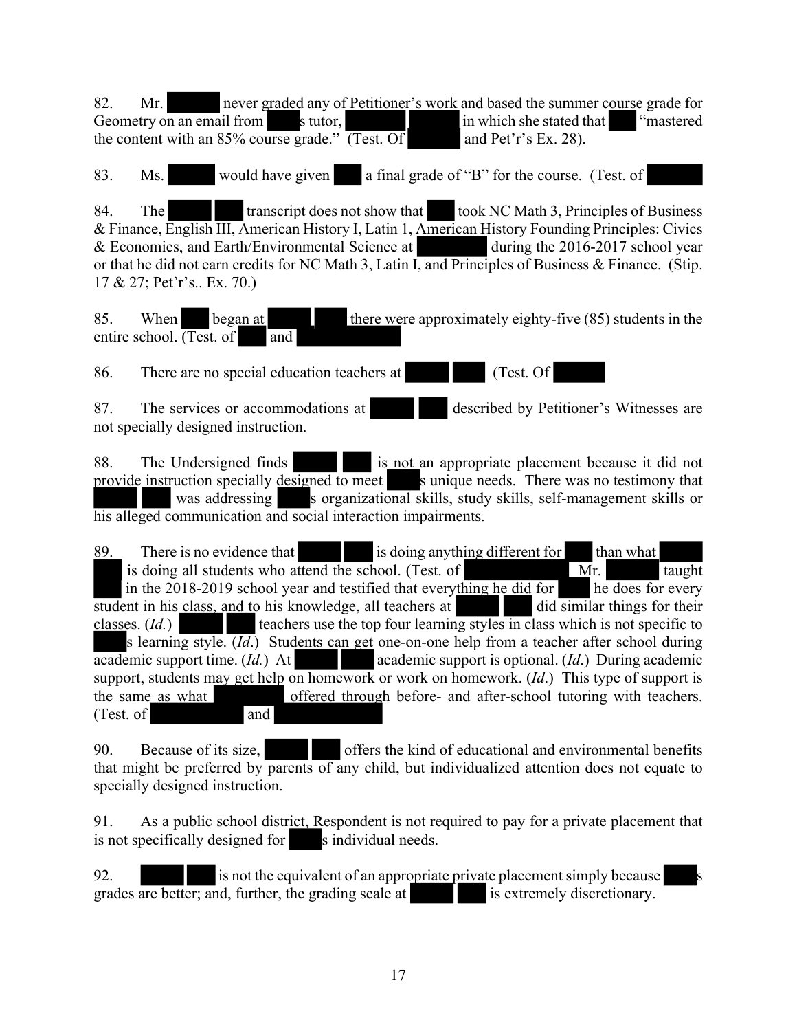82. Mr. ██████ never graded any of Petitioner's work and based the summer course grade for Geometry on an email from ████s tutor, ███████ ███████ in which she stated that ███ "mastered the content with an 85% course grade." (Test. Of ██████ and Pet'r's Ex. 28).

83. Ms. ██████ would have given ███ a final grade of "B" for the course. (Test. of ██████

84. The █████ ███ transcript does not show that ███ took NC Math 3, Principles of Business & Finance, English III, American History I, Latin 1, American History Founding Principles: Civics & Economics, and Earth/Environmental Science at ████████ during the 2016-2017 school year or that he did not earn credits for NC Math 3, Latin I, and Principles of Business & Finance. (Stip. 17 & 27; Pet'r's.. Ex. 70.)

85. When ███ began at █████ ███ there were approximately eighty-five (85) students in the entire school. (Test. of ███ and ███████████

86. There are no special education teachers at █████ ███ (Test. Of ██████

87. The services or accommodations at █████ ███ described by Petitioner's Witnesses are not specially designed instruction.

88. The Undersigned finds █████ ███ is not an appropriate placement because it did not provide instruction specially designed to meet ████s unique needs. There was no testimony that █████ ███ was addressing ████s organizational skills, study skills, self-management skills or his alleged communication and social interaction impairments.

89. There is no evidence that █████ ███ is doing anything different for ███ than what █████ ███ is doing all students who attend the school. (Test. of ███████████ Mr. ██████ taught ███ in the 2018-2019 school year and testified that everything he did for ███ he does for every student in his class, and to his knowledge, all teachers at █████ ███ did similar things for their classes. (*Id.*) █████ ███ teachers use the top four learning styles in class which is not specific to ████s learning style. (*Id.*) Students can get one-on-one help from a teacher after school during academic support time. (*Id.*) At █████ ███ academic support is optional. (*Id.*) During academic support, students may get help on homework or work on homework. (*Id.*) This type of support is the same as what ████████ offered through before- and after-school tutoring with teachers. (Test. of ███████████ and ███████████

90. Because of its size, █████ ███ offers the kind of educational and environmental benefits that might be preferred by parents of any child, but individualized attention does not equate to specially designed instruction.

91. As a public school district, Respondent is not required to pay for a private placement that is not specifically designed for ████s individual needs.

92. █████ ███ is not the equivalent of an appropriate private placement simply because ████s grades are better; and, further, the grading scale at █████ ███ is extremely discretionary.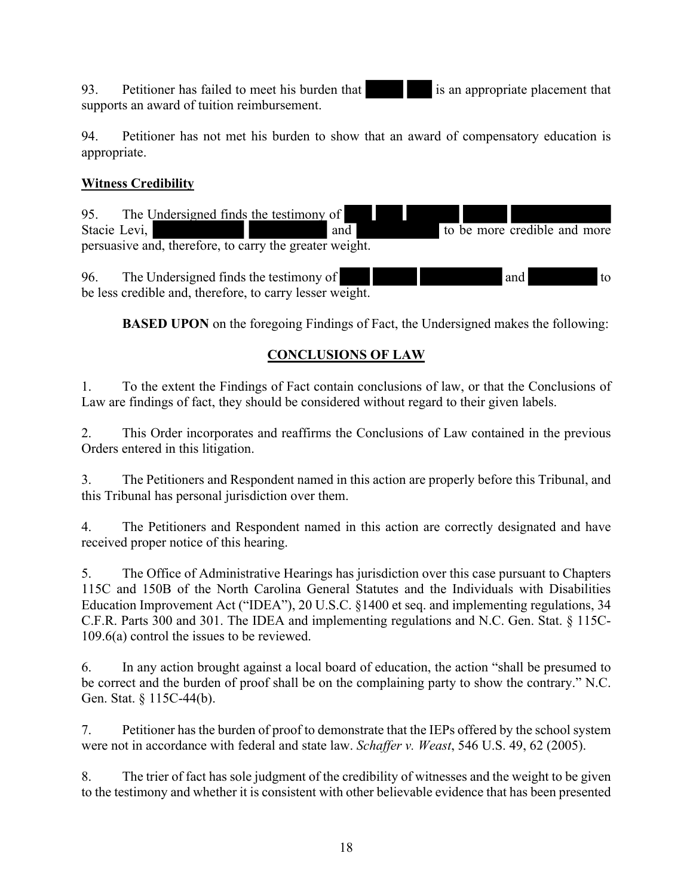93. Petitioner has failed to meet his burden that [REDACTED] is an appropriate placement that supports an award of tuition reimbursement.

94. Petitioner has not met his burden to show that an award of compensatory education is appropriate.

**Witness Credibility**

95. The Undersigned finds the testimony of [REDACTED] Stacie Levi, [REDACTED] and [REDACTED] to be more credible and more persuasive and, therefore, to carry the greater weight.

96. The Undersigned finds the testimony of [REDACTED] and [REDACTED] to be less credible and, therefore, to carry lesser weight.

**BASED UPON** on the foregoing Findings of Fact, the Undersigned makes the following:

## CONCLUSIONS OF LAW

1. To the extent the Findings of Fact contain conclusions of law, or that the Conclusions of Law are findings of fact, they should be considered without regard to their given labels.

2. This Order incorporates and reaffirms the Conclusions of Law contained in the previous Orders entered in this litigation.

3. The Petitioners and Respondent named in this action are properly before this Tribunal, and this Tribunal has personal jurisdiction over them.

4. The Petitioners and Respondent named in this action are correctly designated and have received proper notice of this hearing.

5. The Office of Administrative Hearings has jurisdiction over this case pursuant to Chapters 115C and 150B of the North Carolina General Statutes and the Individuals with Disabilities Education Improvement Act ("IDEA"), 20 U.S.C. §1400 et seq. and implementing regulations, 34 C.F.R. Parts 300 and 301. The IDEA and implementing regulations and N.C. Gen. Stat. § 115C-109.6(a) control the issues to be reviewed.

6. In any action brought against a local board of education, the action "shall be presumed to be correct and the burden of proof shall be on the complaining party to show the contrary." N.C. Gen. Stat. § 115C-44(b).

7. Petitioner has the burden of proof to demonstrate that the IEPs offered by the school system were not in accordance with federal and state law. *Schaffer v. Weast*, 546 U.S. 49, 62 (2005).

8. The trier of fact has sole judgment of the credibility of witnesses and the weight to be given to the testimony and whether it is consistent with other believable evidence that has been presented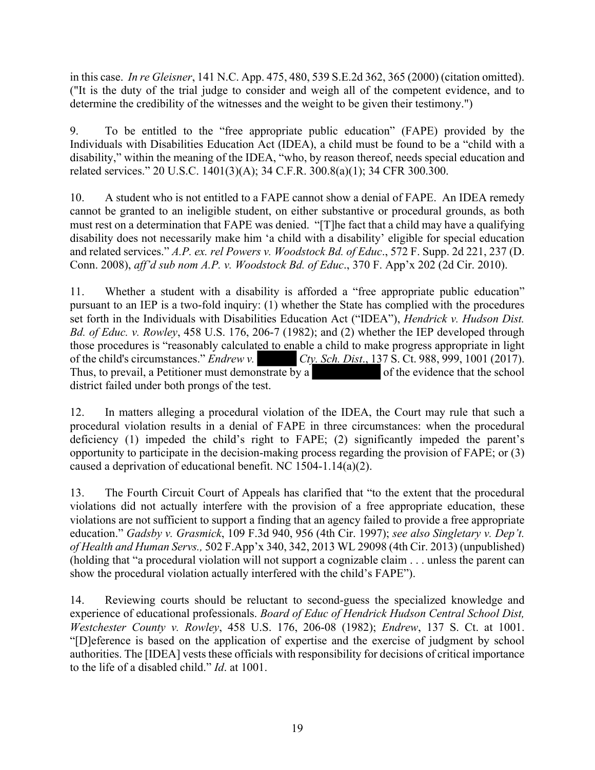in this case. *In re Gleisner*, 141 N.C. App. 475, 480, 539 S.E.2d 362, 365 (2000) (citation omitted). ("It is the duty of the trial judge to consider and weigh all of the competent evidence, and to determine the credibility of the witnesses and the weight to be given their testimony.")

9. To be entitled to the "free appropriate public education" (FAPE) provided by the Individuals with Disabilities Education Act (IDEA), a child must be found to be a "child with a disability," within the meaning of the IDEA, "who, by reason thereof, needs special education and related services." 20 U.S.C. 1401(3)(A); 34 C.F.R. 300.8(a)(1); 34 CFR 300.300.

10. A student who is not entitled to a FAPE cannot show a denial of FAPE. An IDEA remedy cannot be granted to an ineligible student, on either substantive or procedural grounds, as both must rest on a determination that FAPE was denied. "[T]he fact that a child may have a qualifying disability does not necessarily make him 'a child with a disability' eligible for special education and related services." *A.P. ex. rel Powers v. Woodstock Bd. of Educ*., 572 F. Supp. 2d 221, 237 (D. Conn. 2008), *aff'd sub nom A.P. v. Woodstock Bd. of Educ*., 370 F. App'x 202 (2d Cir. 2010).

11. Whether a student with a disability is afforded a "free appropriate public education" pursuant to an IEP is a two-fold inquiry: (1) whether the State has complied with the procedures set forth in the Individuals with Disabilities Education Act ("IDEA"), *Hendrick v. Hudson Dist. Bd. of Educ. v. Rowley*, 458 U.S. 176, 206-7 (1982); and (2) whether the IEP developed through those procedures is "reasonably calculated to enable a child to make progress appropriate in light of the child's circumstances." *Endrew v. [REDACTED] Cty. Sch. Dist*., 137 S. Ct. 988, 999, 1001 (2017). Thus, to prevail, a Petitioner must demonstrate by a [REDACTED] of the evidence that the school district failed under both prongs of the test.

12. In matters alleging a procedural violation of the IDEA, the Court may rule that such a procedural violation results in a denial of FAPE in three circumstances: when the procedural deficiency (1) impeded the child's right to FAPE; (2) significantly impeded the parent's opportunity to participate in the decision-making process regarding the provision of FAPE; or (3) caused a deprivation of educational benefit. NC 1504-1.14(a)(2).

13. The Fourth Circuit Court of Appeals has clarified that "to the extent that the procedural violations did not actually interfere with the provision of a free appropriate education, these violations are not sufficient to support a finding that an agency failed to provide a free appropriate education." *Gadsby v. Grasmick*, 109 F.3d 940, 956 (4th Cir. 1997); *see also Singletary v. Dep't. of Health and Human Servs.,* 502 F.App'x 340, 342, 2013 WL 29098 (4th Cir. 2013) (unpublished) (holding that "a procedural violation will not support a cognizable claim . . . unless the parent can show the procedural violation actually interfered with the child's FAPE").

14. Reviewing courts should be reluctant to second-guess the specialized knowledge and experience of educational professionals. *Board of Educ of Hendrick Hudson Central School Dist, Westchester County v. Rowley*, 458 U.S. 176, 206-08 (1982); *Endrew*, 137 S. Ct. at 1001. "[D]eference is based on the application of expertise and the exercise of judgment by school authorities. The [IDEA] vests these officials with responsibility for decisions of critical importance to the life of a disabled child." *Id*. at 1001.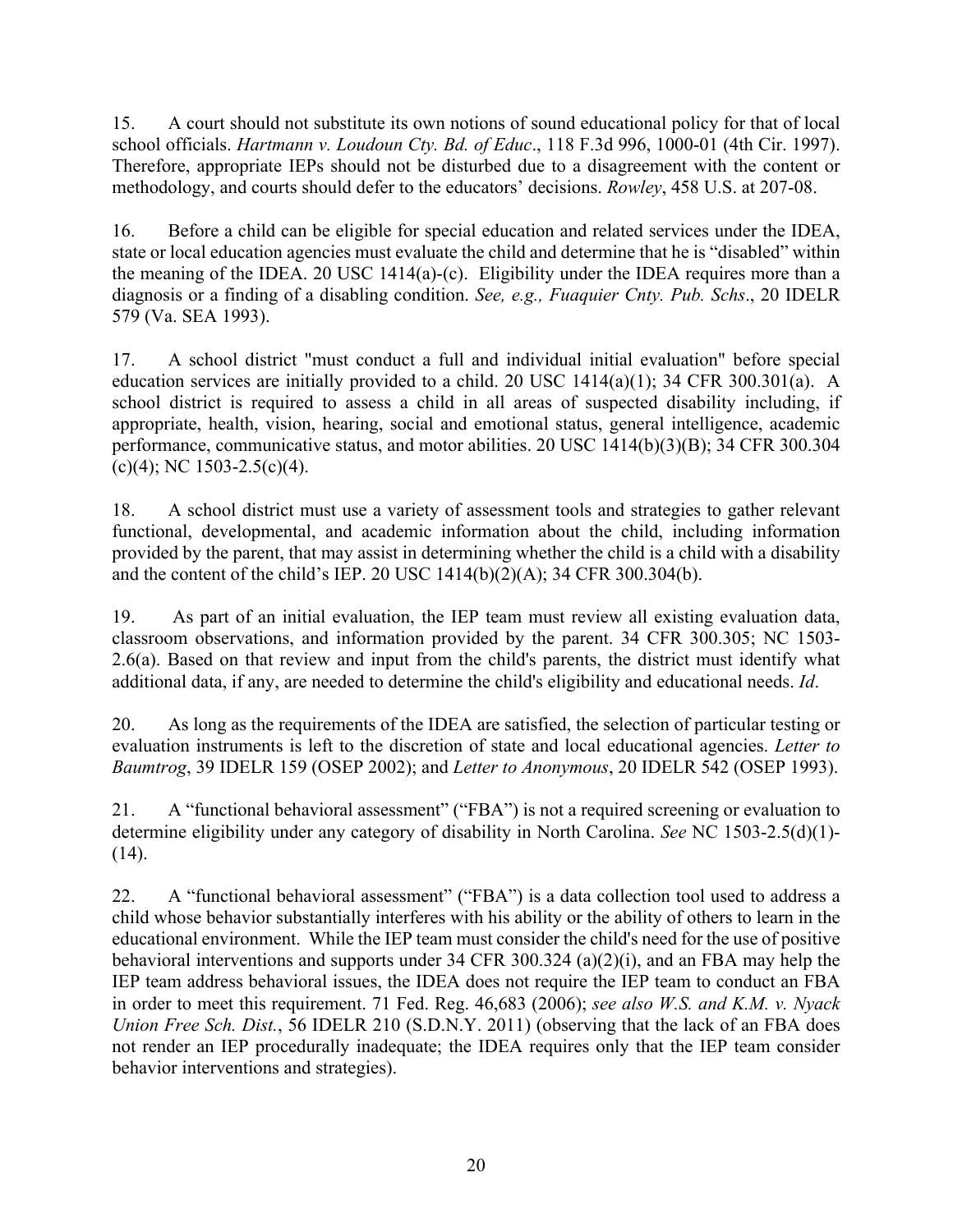15. A court should not substitute its own notions of sound educational policy for that of local school officials. *Hartmann v. Loudoun Cty. Bd. of Educ*., 118 F.3d 996, 1000-01 (4th Cir. 1997). Therefore, appropriate IEPs should not be disturbed due to a disagreement with the content or methodology, and courts should defer to the educators' decisions. *Rowley*, 458 U.S. at 207-08.

16. Before a child can be eligible for special education and related services under the IDEA, state or local education agencies must evaluate the child and determine that he is "disabled" within the meaning of the IDEA. 20 USC 1414(a)-(c). Eligibility under the IDEA requires more than a diagnosis or a finding of a disabling condition. *See, e.g., Fuaquier Cnty. Pub. Schs*., 20 IDELR 579 (Va. SEA 1993).

17. A school district "must conduct a full and individual initial evaluation" before special education services are initially provided to a child. 20 USC 1414(a)(1); 34 CFR 300.301(a). A school district is required to assess a child in all areas of suspected disability including, if appropriate, health, vision, hearing, social and emotional status, general intelligence, academic performance, communicative status, and motor abilities. 20 USC 1414(b)(3)(B); 34 CFR 300.304 (c)(4); NC 1503-2.5(c)(4).

18. A school district must use a variety of assessment tools and strategies to gather relevant functional, developmental, and academic information about the child, including information provided by the parent, that may assist in determining whether the child is a child with a disability and the content of the child's IEP. 20 USC 1414(b)(2)(A); 34 CFR 300.304(b).

19. As part of an initial evaluation, the IEP team must review all existing evaluation data, classroom observations, and information provided by the parent. 34 CFR 300.305; NC 1503-2.6(a). Based on that review and input from the child's parents, the district must identify what additional data, if any, are needed to determine the child's eligibility and educational needs. *Id*.

20. As long as the requirements of the IDEA are satisfied, the selection of particular testing or evaluation instruments is left to the discretion of state and local educational agencies. *Letter to Baumtrog*, 39 IDELR 159 (OSEP 2002); and *Letter to Anonymous*, 20 IDELR 542 (OSEP 1993).

21. A "functional behavioral assessment" ("FBA") is not a required screening or evaluation to determine eligibility under any category of disability in North Carolina. *See* NC 1503-2.5(d)(1)-(14).

22. A "functional behavioral assessment" ("FBA") is a data collection tool used to address a child whose behavior substantially interferes with his ability or the ability of others to learn in the educational environment. While the IEP team must consider the child's need for the use of positive behavioral interventions and supports under 34 CFR 300.324 (a)(2)(i), and an FBA may help the IEP team address behavioral issues, the IDEA does not require the IEP team to conduct an FBA in order to meet this requirement. 71 Fed. Reg. 46,683 (2006); *see also W.S. and K.M. v. Nyack Union Free Sch. Dist.*, 56 IDELR 210 (S.D.N.Y. 2011) (observing that the lack of an FBA does not render an IEP procedurally inadequate; the IDEA requires only that the IEP team consider behavior interventions and strategies).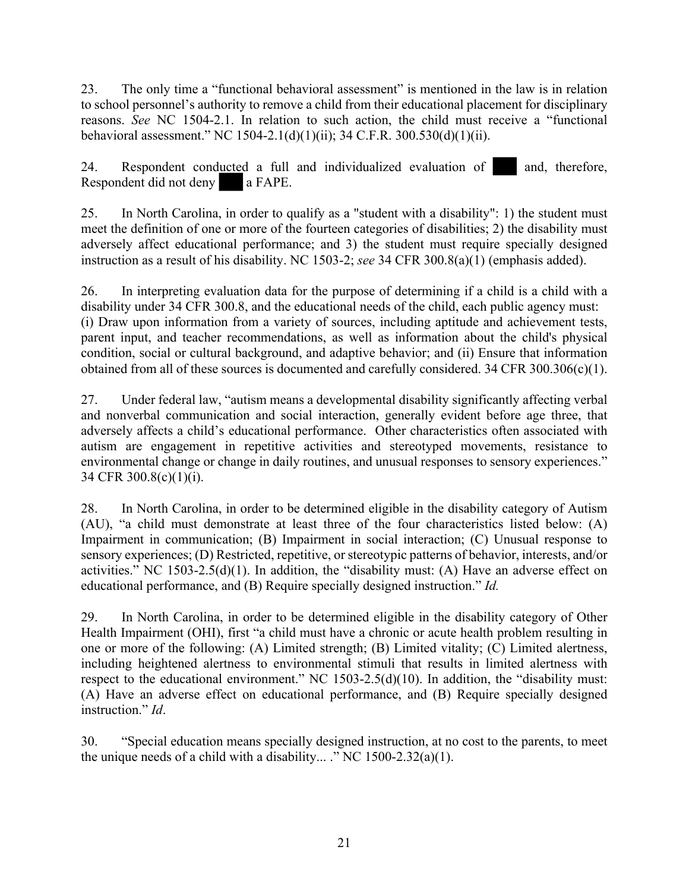23. The only time a "functional behavioral assessment" is mentioned in the law is in relation to school personnel's authority to remove a child from their educational placement for disciplinary reasons. *See* NC 1504-2.1. In relation to such action, the child must receive a "functional behavioral assessment." NC 1504-2.1(d)(1)(ii); 34 C.F.R. 300.530(d)(1)(ii).

24. Respondent conducted a full and individualized evaluation of ███ and, therefore, Respondent did not deny ███ a FAPE.

25. In North Carolina, in order to qualify as a "student with a disability": 1) the student must meet the definition of one or more of the fourteen categories of disabilities; 2) the disability must adversely affect educational performance; and 3) the student must require specially designed instruction as a result of his disability. NC 1503-2; *see* 34 CFR 300.8(a)(1) (emphasis added).

26. In interpreting evaluation data for the purpose of determining if a child is a child with a disability under 34 CFR 300.8, and the educational needs of the child, each public agency must: (i) Draw upon information from a variety of sources, including aptitude and achievement tests, parent input, and teacher recommendations, as well as information about the child's physical condition, social or cultural background, and adaptive behavior; and (ii) Ensure that information obtained from all of these sources is documented and carefully considered. 34 CFR 300.306(c)(1).

27. Under federal law, "autism means a developmental disability significantly affecting verbal and nonverbal communication and social interaction, generally evident before age three, that adversely affects a child's educational performance. Other characteristics often associated with autism are engagement in repetitive activities and stereotyped movements, resistance to environmental change or change in daily routines, and unusual responses to sensory experiences." 34 CFR 300.8(c)(1)(i).

28. In North Carolina, in order to be determined eligible in the disability category of Autism (AU), "a child must demonstrate at least three of the four characteristics listed below: (A) Impairment in communication; (B) Impairment in social interaction; (C) Unusual response to sensory experiences; (D) Restricted, repetitive, or stereotypic patterns of behavior, interests, and/or activities." NC 1503-2.5(d)(1). In addition, the "disability must: (A) Have an adverse effect on educational performance, and (B) Require specially designed instruction." *Id.*

29. In North Carolina, in order to be determined eligible in the disability category of Other Health Impairment (OHI), first "a child must have a chronic or acute health problem resulting in one or more of the following: (A) Limited strength; (B) Limited vitality; (C) Limited alertness, including heightened alertness to environmental stimuli that results in limited alertness with respect to the educational environment." NC 1503-2.5(d)(10). In addition, the "disability must: (A) Have an adverse effect on educational performance, and (B) Require specially designed instruction." *Id*.

30. "Special education means specially designed instruction, at no cost to the parents, to meet the unique needs of a child with a disability... ." NC 1500-2.32(a)(1).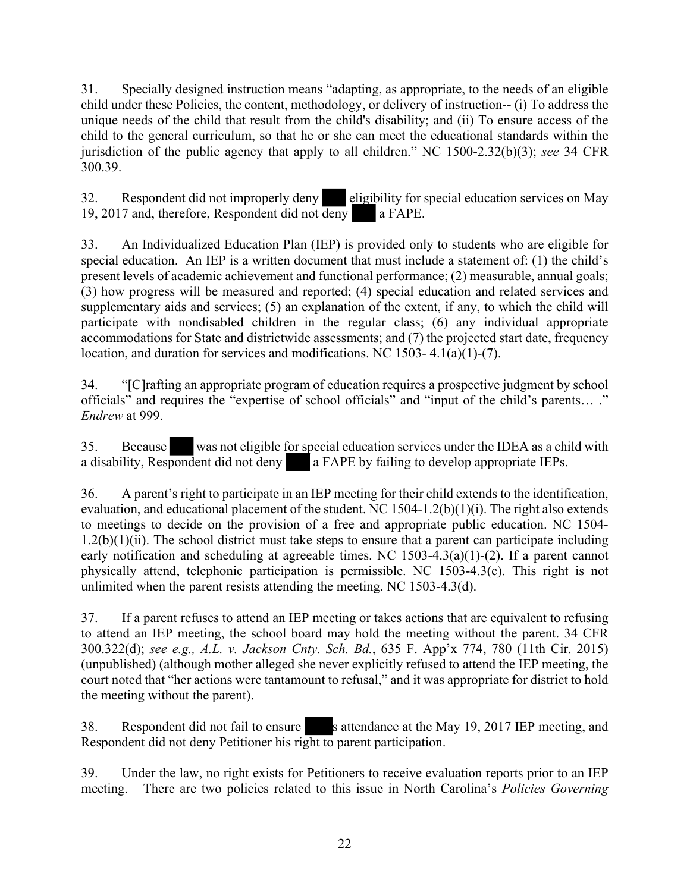31. Specially designed instruction means "adapting, as appropriate, to the needs of an eligible child under these Policies, the content, methodology, or delivery of instruction-- (i) To address the unique needs of the child that result from the child's disability; and (ii) To ensure access of the child to the general curriculum, so that he or she can meet the educational standards within the jurisdiction of the public agency that apply to all children." NC 1500-2.32(b)(3); *see* 34 CFR 300.39.

32. Respondent did not improperly deny ███ eligibility for special education services on May 19, 2017 and, therefore, Respondent did not deny ███ a FAPE.

33. An Individualized Education Plan (IEP) is provided only to students who are eligible for special education. An IEP is a written document that must include a statement of: (1) the child's present levels of academic achievement and functional performance; (2) measurable, annual goals; (3) how progress will be measured and reported; (4) special education and related services and supplementary aids and services; (5) an explanation of the extent, if any, to which the child will participate with nondisabled children in the regular class; (6) any individual appropriate accommodations for State and districtwide assessments; and (7) the projected start date, frequency location, and duration for services and modifications. NC 1503- 4.1(a)(1)-(7).

34. "[C]rafting an appropriate program of education requires a prospective judgment by school officials" and requires the "expertise of school officials" and "input of the child's parents… ." *Endrew* at 999.

35. Because ███ was not eligible for special education services under the IDEA as a child with a disability, Respondent did not deny ███ a FAPE by failing to develop appropriate IEPs.

36. A parent's right to participate in an IEP meeting for their child extends to the identification, evaluation, and educational placement of the student. NC 1504-1.2(b)(1)(i). The right also extends to meetings to decide on the provision of a free and appropriate public education. NC 1504-1.2(b)(1)(ii). The school district must take steps to ensure that a parent can participate including early notification and scheduling at agreeable times. NC 1503-4.3(a)(1)-(2). If a parent cannot physically attend, telephonic participation is permissible. NC 1503-4.3(c). This right is not unlimited when the parent resists attending the meeting. NC 1503-4.3(d).

37. If a parent refuses to attend an IEP meeting or takes actions that are equivalent to refusing to attend an IEP meeting, the school board may hold the meeting without the parent. 34 CFR 300.322(d); *see e.g., A.L. v. Jackson Cnty. Sch. Bd.*, 635 F. App'x 774, 780 (11th Cir. 2015) (unpublished) (although mother alleged she never explicitly refused to attend the IEP meeting, the court noted that "her actions were tantamount to refusal," and it was appropriate for district to hold the meeting without the parent).

38. Respondent did not fail to ensure ███s attendance at the May 19, 2017 IEP meeting, and Respondent did not deny Petitioner his right to parent participation.

39. Under the law, no right exists for Petitioners to receive evaluation reports prior to an IEP meeting. There are two policies related to this issue in North Carolina's *Policies Governing*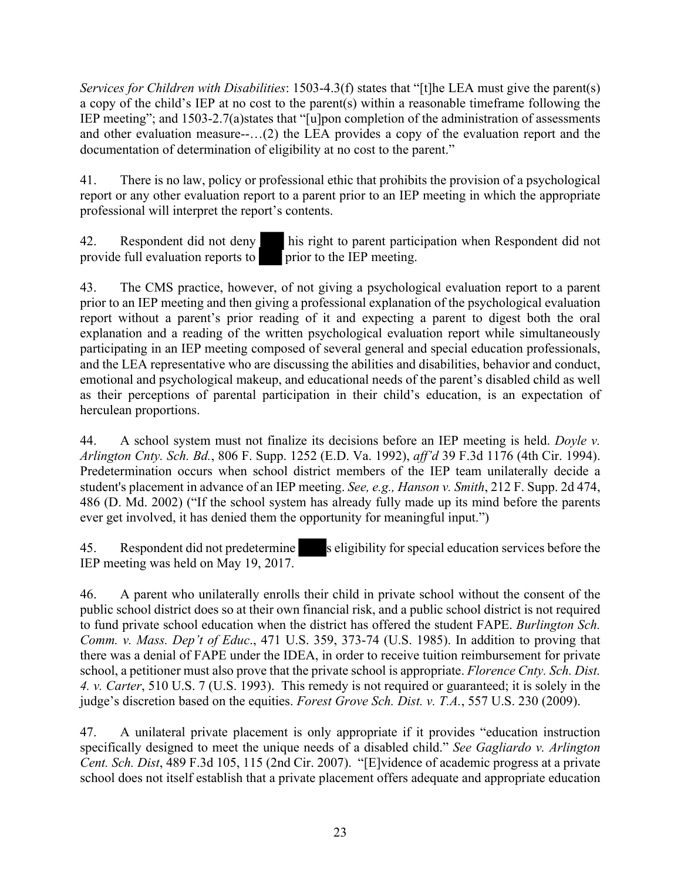*Services for Children with Disabilities*: 1503-4.3(f) states that "[t]he LEA must give the parent(s) a copy of the child's IEP at no cost to the parent(s) within a reasonable timeframe following the IEP meeting"; and 1503-2.7(a)states that "[u]pon completion of the administration of assessments and other evaluation measure--…(2) the LEA provides a copy of the evaluation report and the documentation of determination of eligibility at no cost to the parent."

41. There is no law, policy or professional ethic that prohibits the provision of a psychological report or any other evaluation report to a parent prior to an IEP meeting in which the appropriate professional will interpret the report's contents.

42. Respondent did not deny ███ his right to parent participation when Respondent did not provide full evaluation reports to ███ prior to the IEP meeting.

43. The CMS practice, however, of not giving a psychological evaluation report to a parent prior to an IEP meeting and then giving a professional explanation of the psychological evaluation report without a parent's prior reading of it and expecting a parent to digest both the oral explanation and a reading of the written psychological evaluation report while simultaneously participating in an IEP meeting composed of several general and special education professionals, and the LEA representative who are discussing the abilities and disabilities, behavior and conduct, emotional and psychological makeup, and educational needs of the parent's disabled child as well as their perceptions of parental participation in their child's education, is an expectation of herculean proportions.

44. A school system must not finalize its decisions before an IEP meeting is held. *Doyle v. Arlington Cnty. Sch. Bd.*, 806 F. Supp. 1252 (E.D. Va. 1992), *aff'd* 39 F.3d 1176 (4th Cir. 1994). Predetermination occurs when school district members of the IEP team unilaterally decide a student's placement in advance of an IEP meeting. *See, e.g., Hanson v. Smith*, 212 F. Supp. 2d 474, 486 (D. Md. 2002) ("If the school system has already fully made up its mind before the parents ever get involved, it has denied them the opportunity for meaningful input.")

45. Respondent did not predetermine ████s eligibility for special education services before the IEP meeting was held on May 19, 2017.

46. A parent who unilaterally enrolls their child in private school without the consent of the public school district does so at their own financial risk, and a public school district is not required to fund private school education when the district has offered the student FAPE. *Burlington Sch. Comm. v. Mass. Dep't of Educ*., 471 U.S. 359, 373-74 (U.S. 1985). In addition to proving that there was a denial of FAPE under the IDEA, in order to receive tuition reimbursement for private school, a petitioner must also prove that the private school is appropriate. *Florence Cnty. Sch. Dist. 4. v. Carter*, 510 U.S. 7 (U.S. 1993). This remedy is not required or guaranteed; it is solely in the judge's discretion based on the equities. *Forest Grove Sch. Dist. v. T.A.*, 557 U.S. 230 (2009).

47. A unilateral private placement is only appropriate if it provides "education instruction specifically designed to meet the unique needs of a disabled child." *See Gagliardo v. Arlington Cent. Sch. Dist*, 489 F.3d 105, 115 (2nd Cir. 2007). "[E]vidence of academic progress at a private school does not itself establish that a private placement offers adequate and appropriate education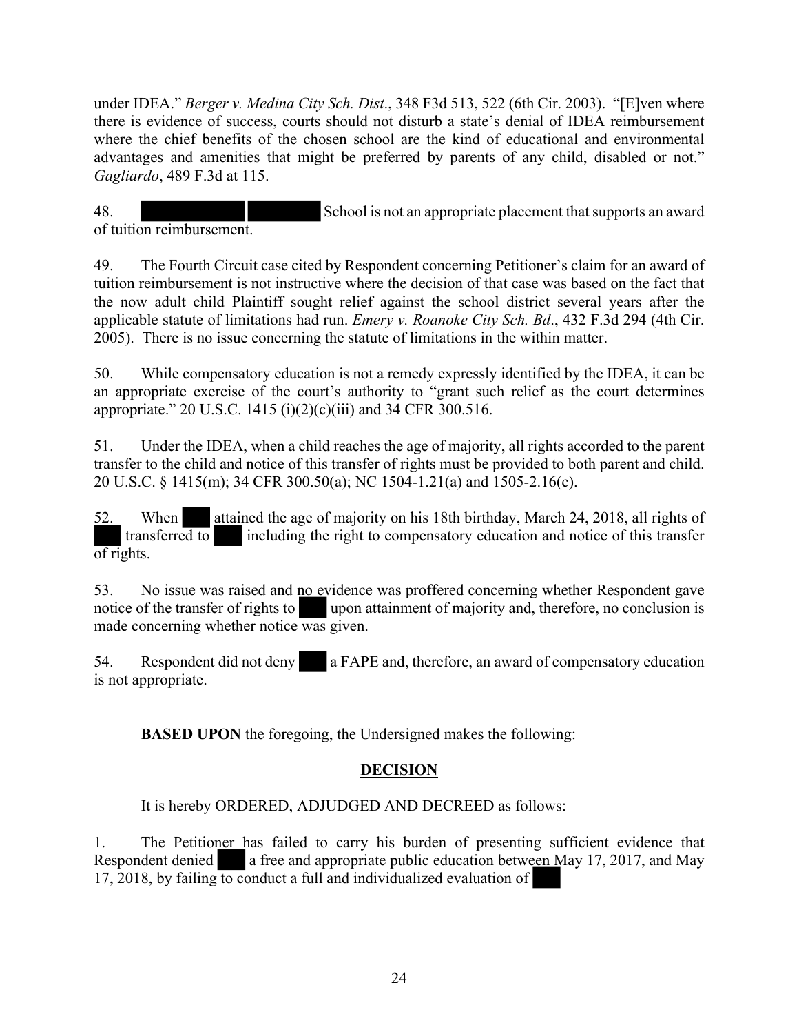under IDEA." *Berger v. Medina City Sch. Dist*., 348 F3d 513, 522 (6th Cir. 2003). "[E]ven where there is evidence of success, courts should not disturb a state's denial of IDEA reimbursement where the chief benefits of the chosen school are the kind of educational and environmental advantages and amenities that might be preferred by parents of any child, disabled or not." *Gagliardo*, 489 F.3d at 115.

48. ████████ ██████ School is not an appropriate placement that supports an award of tuition reimbursement.

49. The Fourth Circuit case cited by Respondent concerning Petitioner's claim for an award of tuition reimbursement is not instructive where the decision of that case was based on the fact that the now adult child Plaintiff sought relief against the school district several years after the applicable statute of limitations had run. *Emery v. Roanoke City Sch. Bd*., 432 F.3d 294 (4th Cir. 2005). There is no issue concerning the statute of limitations in the within matter.

50. While compensatory education is not a remedy expressly identified by the IDEA, it can be an appropriate exercise of the court's authority to "grant such relief as the court determines appropriate." 20 U.S.C. 1415 (i)(2)(c)(iii) and 34 CFR 300.516.

51. Under the IDEA, when a child reaches the age of majority, all rights accorded to the parent transfer to the child and notice of this transfer of rights must be provided to both parent and child. 20 U.S.C. § 1415(m); 34 CFR 300.50(a); NC 1504-1.21(a) and 1505-2.16(c).

52. When ███ attained the age of majority on his 18th birthday, March 24, 2018, all rights of ███ transferred to ███ including the right to compensatory education and notice of this transfer of rights.

53. No issue was raised and no evidence was proffered concerning whether Respondent gave notice of the transfer of rights to ███ upon attainment of majority and, therefore, no conclusion is made concerning whether notice was given.

54. Respondent did not deny ███ a FAPE and, therefore, an award of compensatory education is not appropriate.

**BASED UPON** the foregoing, the Undersigned makes the following:

## DECISION

It is hereby ORDERED, ADJUDGED AND DECREED as follows:

1. The Petitioner has failed to carry his burden of presenting sufficient evidence that Respondent denied ███ a free and appropriate public education between May 17, 2017, and May 17, 2018, by failing to conduct a full and individualized evaluation of ███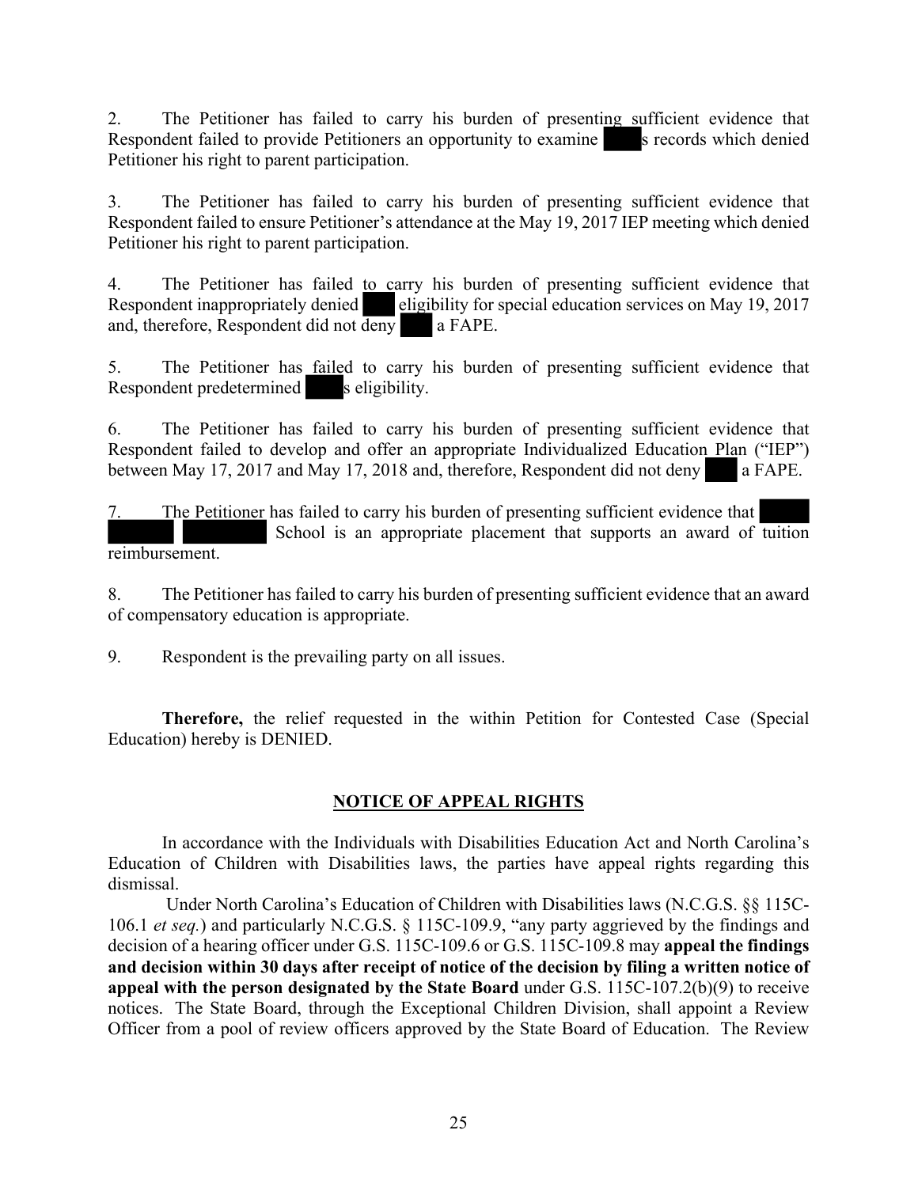2. The Petitioner has failed to carry his burden of presenting sufficient evidence that Respondent failed to provide Petitioners an opportunity to examine ████s records which denied Petitioner his right to parent participation.

3. The Petitioner has failed to carry his burden of presenting sufficient evidence that Respondent failed to ensure Petitioner's attendance at the May 19, 2017 IEP meeting which denied Petitioner his right to parent participation.

4. The Petitioner has failed to carry his burden of presenting sufficient evidence that Respondent inappropriately denied ███ eligibility for special education services on May 19, 2017 and, therefore, Respondent did not deny ███ a FAPE.

5. The Petitioner has failed to carry his burden of presenting sufficient evidence that Respondent predetermined ████s eligibility.

6. The Petitioner has failed to carry his burden of presenting sufficient evidence that Respondent failed to develop and offer an appropriate Individualized Education Plan ("IEP") between May 17, 2017 and May 17, 2018 and, therefore, Respondent did not deny ███ a FAPE.

7. The Petitioner has failed to carry his burden of presenting sufficient evidence that ████ ████ ████ School is an appropriate placement that supports an award of tuition reimbursement.

8. The Petitioner has failed to carry his burden of presenting sufficient evidence that an award of compensatory education is appropriate.

9. Respondent is the prevailing party on all issues.

**Therefore,** the relief requested in the within Petition for Contested Case (Special Education) hereby is DENIED.

## NOTICE OF APPEAL RIGHTS

In accordance with the Individuals with Disabilities Education Act and North Carolina's Education of Children with Disabilities laws, the parties have appeal rights regarding this dismissal.

Under North Carolina's Education of Children with Disabilities laws (N.C.G.S. §§ 115C-106.1 *et seq.*) and particularly N.C.G.S. § 115C-109.9, "any party aggrieved by the findings and decision of a hearing officer under G.S. 115C-109.6 or G.S. 115C-109.8 may **appeal the findings and decision within 30 days after receipt of notice of the decision by filing a written notice of appeal with the person designated by the State Board** under G.S. 115C-107.2(b)(9) to receive notices. The State Board, through the Exceptional Children Division, shall appoint a Review Officer from a pool of review officers approved by the State Board of Education. The Review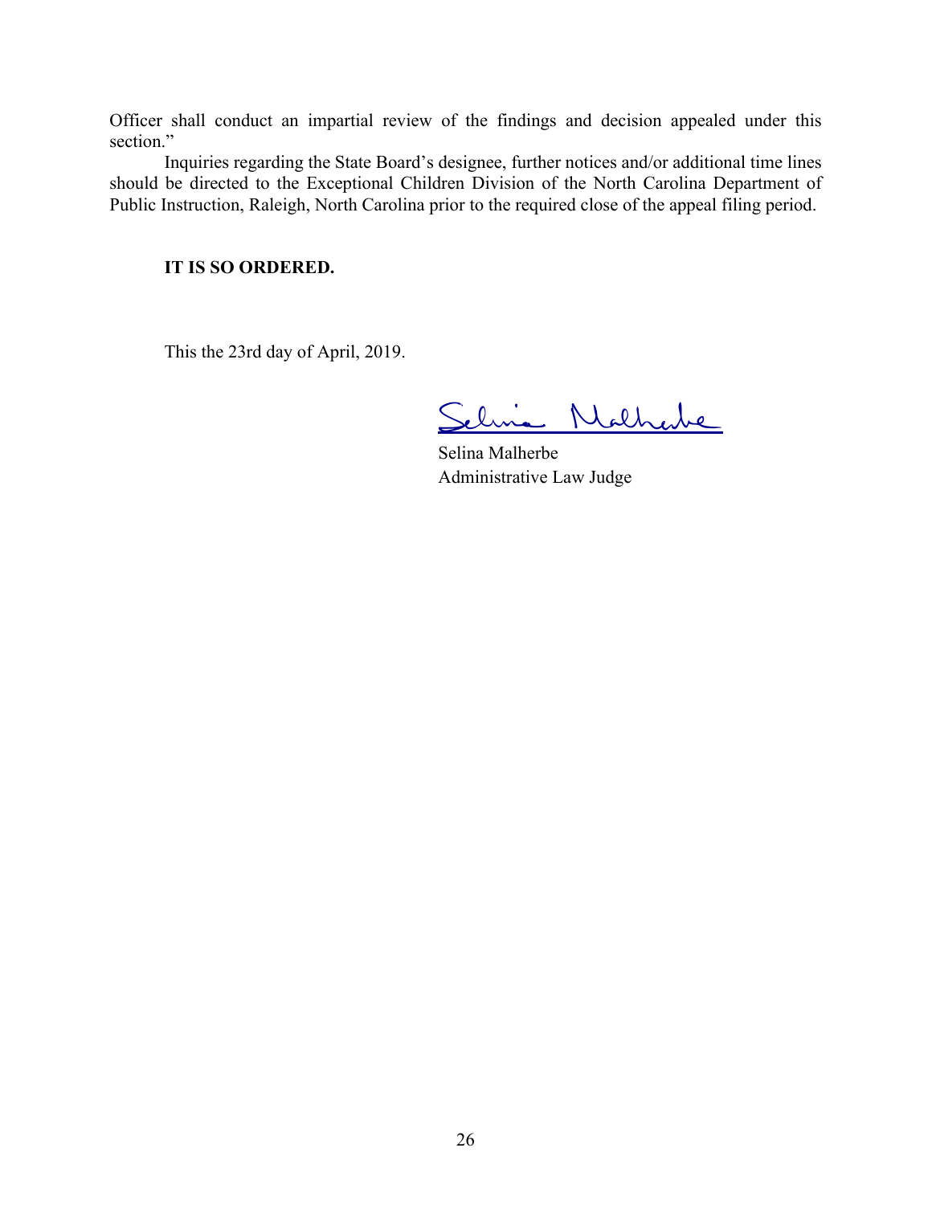Officer shall conduct an impartial review of the findings and decision appealed under this section."

Inquiries regarding the State Board's designee, further notices and/or additional time lines should be directed to the Exceptional Children Division of the North Carolina Department of Public Instruction, Raleigh, North Carolina prior to the required close of the appeal filing period.

**IT IS SO ORDERED.**

This the 23rd day of April, 2019.

Selina Malherbe

Selina Malherbe
Administrative Law Judge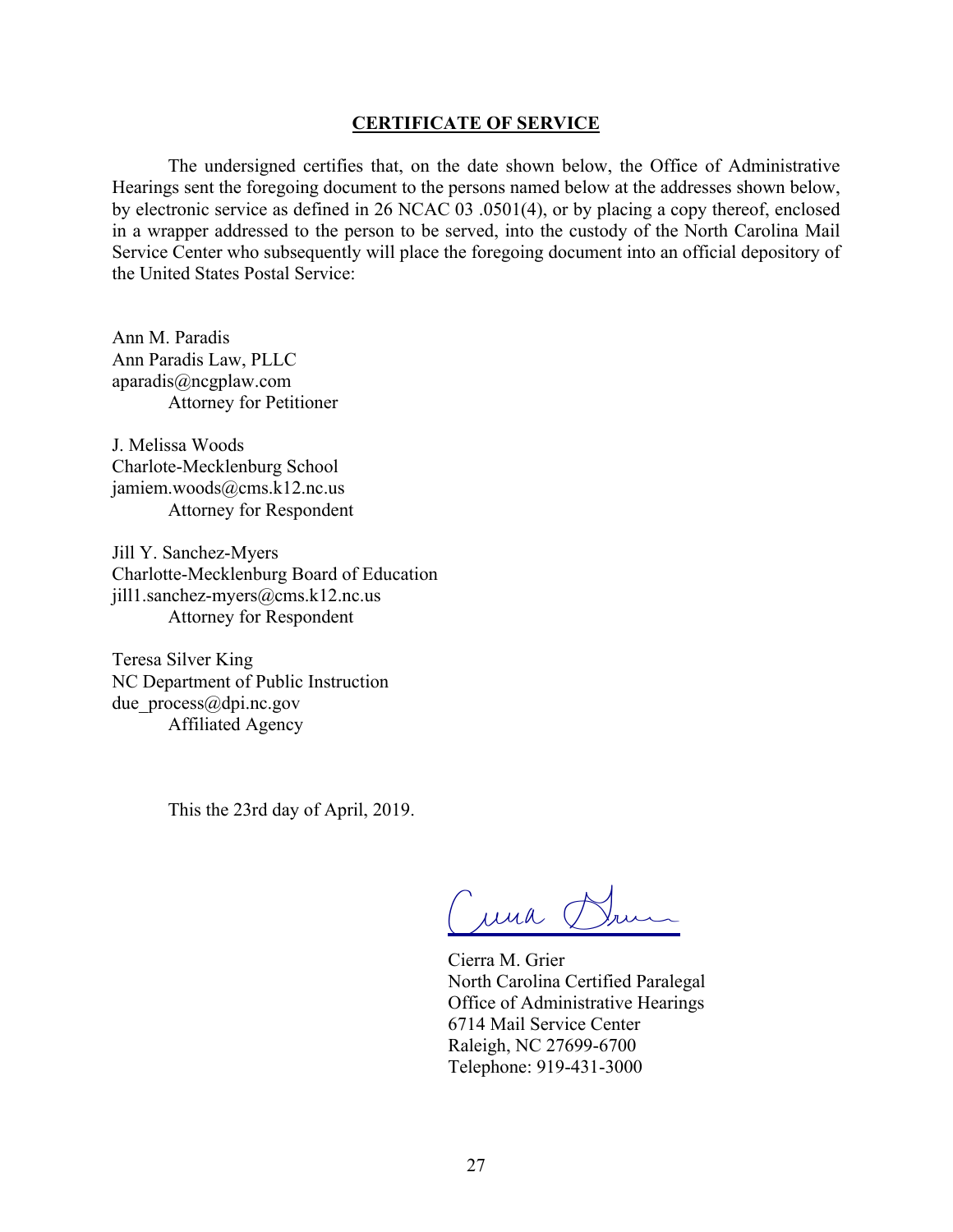## CERTIFICATE OF SERVICE

The undersigned certifies that, on the date shown below, the Office of Administrative Hearings sent the foregoing document to the persons named below at the addresses shown below, by electronic service as defined in 26 NCAC 03 .0501(4), or by placing a copy thereof, enclosed in a wrapper addressed to the person to be served, into the custody of the North Carolina Mail Service Center who subsequently will place the foregoing document into an official depository of the United States Postal Service:

Ann M. Paradis
Ann Paradis Law, PLLC
aparadis@ncgplaw.com
Attorney for Petitioner

J. Melissa Woods
Charlote-Mecklenburg School
jamiem.woods@cms.k12.nc.us
Attorney for Respondent

Jill Y. Sanchez-Myers
Charlotte-Mecklenburg Board of Education
jill1.sanchez-myers@cms.k12.nc.us
Attorney for Respondent

Teresa Silver King
NC Department of Public Instruction
due_process@dpi.nc.gov
Affiliated Agency

This the 23rd day of April, 2019.

Cierra M. Grier
North Carolina Certified Paralegal
Office of Administrative Hearings
6714 Mail Service Center
Raleigh, NC 27699-6700
Telephone: 919-431-3000